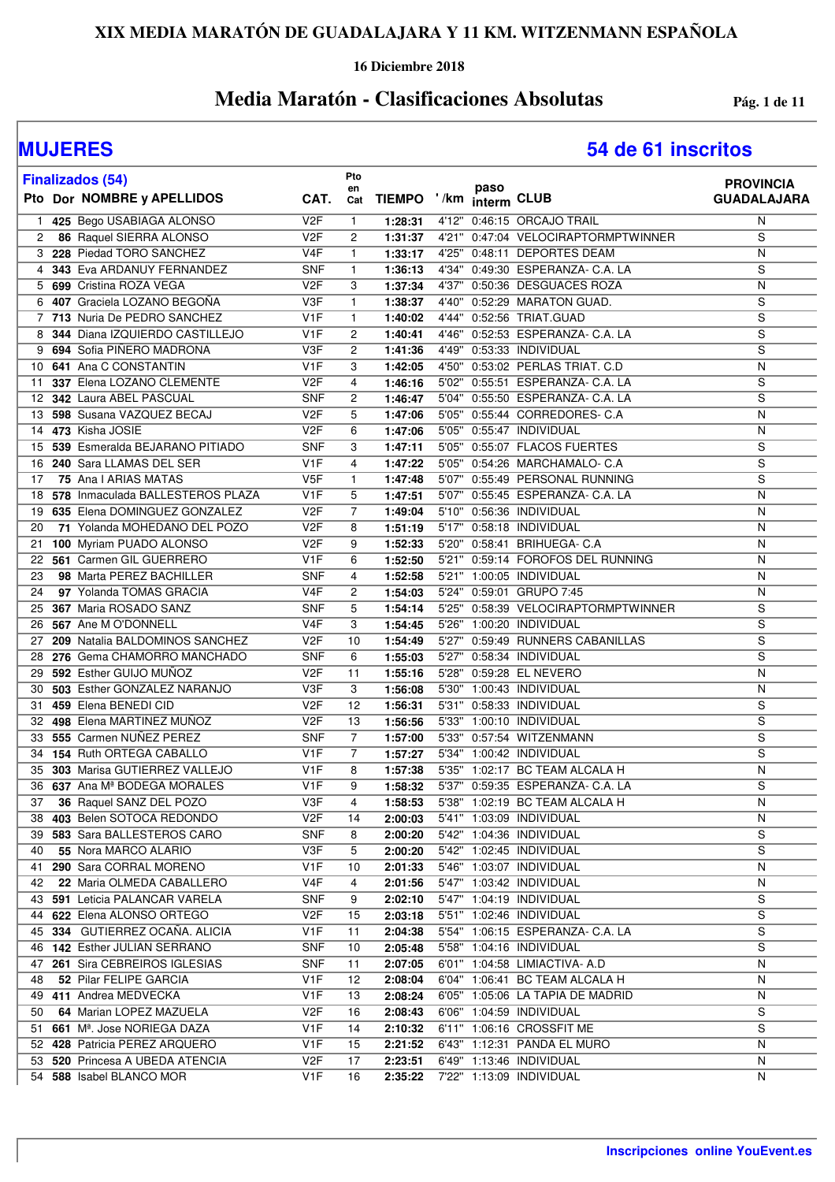# XIX MEDIA MARATÓN DE GUADALAJARA Y 11 KM. WITZENMANN ESPAÑOLA

**16 Diciembre 2018**

## Media Maratón - Clasificaciones Absolutas

## MUJERES

**54 de 61 inscritos**

**Finalizados (54)**

| Pto | Dor | NOMBRE y APELLIDOS | CAT. | Pto en Cat | TIEMPO | '/km | paso interm | CLUB | PROVINCIA GUADALAJARA |
|---|---|---|---|---|---|---|---|---|---|
| 1 | 425 | Bego USABIAGA ALONSO | V2F | 1 | 1:28:31 | 4'12" | 0:46:15 | ORCAJO TRAIL | N |
| 2 | 86 | Raquel SIERRA ALONSO | V2F | 2 | 1:31:37 | 4'21" | 0:47:04 | VELOCIRAPTORMPTWINNER | S |
| 3 | 228 | Piedad TORO SANCHEZ | V4F | 1 | 1:33:17 | 4'25" | 0:48:11 | DEPORTES DEAM | N |
| 4 | 343 | Eva ARDANUY FERNANDEZ | SNF | 1 | 1:36:13 | 4'34" | 0:49:30 | ESPERANZA- C.A. LA | S |
| 5 | 699 | Cristina ROZA VEGA | V2F | 3 | 1:37:34 | 4'37" | 0:50:36 | DESGUACES ROZA | N |
| 6 | 407 | Graciela LOZANO BEGOÑA | V3F | 1 | 1:38:37 | 4'40" | 0:52:29 | MARATON GUAD. | S |
| 7 | 713 | Nuria De PEDRO SANCHEZ | V1F | 1 | 1:40:02 | 4'44" | 0:52:56 | TRIAT.GUAD | S |
| 8 | 344 | Diana IZQUIERDO CASTILLEJO | V1F | 2 | 1:40:41 | 4'46" | 0:52:53 | ESPERANZA- C.A. LA | S |
| 9 | 694 | Sofia PIÑERO MADRONA | V3F | 2 | 1:41:36 | 4'49" | 0:53:33 | INDIVIDUAL | S |
| 10 | 641 | Ana C CONSTANTIN | V1F | 3 | 1:42:05 | 4'50" | 0:53:02 | PERLAS TRIAT. C.D | N |
| 11 | 337 | Elena LOZANO CLEMENTE | V2F | 4 | 1:46:16 | 5'02" | 0:55:51 | ESPERANZA- C.A. LA | S |
| 12 | 342 | Laura ABEL PASCUAL | SNF | 2 | 1:46:47 | 5'04" | 0:55:50 | ESPERANZA- C.A. LA | S |
| 13 | 598 | Susana VAZQUEZ BECAJ | V2F | 5 | 1:47:06 | 5'05" | 0:55:44 | CORREDORES- C.A | N |
| 14 | 473 | Kisha JOSIE | V2F | 6 | 1:47:06 | 5'05" | 0:55:47 | INDIVIDUAL | N |
| 15 | 539 | Esmeralda BEJARANO PITIADO | SNF | 3 | 1:47:11 | 5'05" | 0:55:07 | FLACOS FUERTES | S |
| 16 | 240 | Sara LLAMAS DEL SER | V1F | 4 | 1:47:22 | 5'05" | 0:54:26 | MARCHAMALO- C.A | S |
| 17 | 75 | Ana I ARIAS MATAS | V5F | 1 | 1:47:48 | 5'07" | 0:55:49 | PERSONAL RUNNING | S |
| 18 | 578 | Inmaculada BALLESTEROS PLAZA | V1F | 5 | 1:47:51 | 5'07" | 0:55:45 | ESPERANZA- C.A. LA | N |
| 19 | 635 | Elena DOMINGUEZ GONZALEZ | V2F | 7 | 1:49:04 | 5'10" | 0:56:36 | INDIVIDUAL | N |
| 20 | 71 | Yolanda MOHEDANO DEL POZO | V2F | 8 | 1:51:19 | 5'17" | 0:58:18 | INDIVIDUAL | N |
| 21 | 100 | Myriam PUADO ALONSO | V2F | 9 | 1:52:33 | 5'20" | 0:58:41 | BRIHUEGA- C.A | N |
| 22 | 561 | Carmen GIL GUERRERO | V1F | 6 | 1:52:50 | 5'21" | 0:59:14 | FOROFOS DEL RUNNING | N |
| 23 | 98 | Marta PEREZ BACHILLER | SNF | 4 | 1:52:58 | 5'21" | 1:00:05 | INDIVIDUAL | N |
| 24 | 97 | Yolanda TOMAS GRACIA | V4F | 2 | 1:54:03 | 5'24" | 0:59:01 | GRUPO 7:45 | N |
| 25 | 367 | Maria ROSADO SANZ | SNF | 5 | 1:54:14 | 5'25" | 0:58:39 | VELOCIRAPTORMPTWINNER | S |
| 26 | 567 | Ane M O'DONNELL | V4F | 3 | 1:54:45 | 5'26" | 1:00:20 | INDIVIDUAL | S |
| 27 | 209 | Natalia BALDOMINOS SANCHEZ | V2F | 10 | 1:54:49 | 5'27" | 0:59:49 | RUNNERS CABANILLAS | S |
| 28 | 276 | Gema CHAMORRO MANCHADO | SNF | 6 | 1:55:03 | 5'27" | 0:58:34 | INDIVIDUAL | S |
| 29 | 592 | Esther GUIJO MUÑOZ | V2F | 11 | 1:55:16 | 5'28" | 0:59:28 | EL NEVERO | N |
| 30 | 503 | Esther GONZALEZ NARANJO | V3F | 3 | 1:56:08 | 5'30" | 1:00:43 | INDIVIDUAL | N |
| 31 | 459 | Elena BENEDI CID | V2F | 12 | 1:56:31 | 5'31" | 0:58:33 | INDIVIDUAL | S |
| 32 | 498 | Elena MARTINEZ MUÑOZ | V2F | 13 | 1:56:56 | 5'33" | 1:00:10 | INDIVIDUAL | S |
| 33 | 555 | Carmen NUÑEZ PEREZ | SNF | 7 | 1:57:00 | 5'33" | 0:57:54 | WITZENMANN | S |
| 34 | 154 | Ruth ORTEGA CABALLO | V1F | 7 | 1:57:27 | 5'34" | 1:00:42 | INDIVIDUAL | S |
| 35 | 303 | Marisa GUTIERREZ VALLEJO | V1F | 8 | 1:57:38 | 5'35" | 1:02:17 | BC TEAM ALCALA H | N |
| 36 | 637 | Ana Mª BODEGA MORALES | V1F | 9 | 1:58:32 | 5'37" | 0:59:35 | ESPERANZA- C.A. LA | S |
| 37 | 36 | Raquel SANZ DEL POZO | V3F | 4 | 1:58:53 | 5'38" | 1:02:19 | BC TEAM ALCALA H | N |
| 38 | 403 | Belen SOTOCA REDONDO | V2F | 14 | 2:00:03 | 5'41" | 1:03:09 | INDIVIDUAL | N |
| 39 | 583 | Sara BALLESTEROS CARO | SNF | 8 | 2:00:20 | 5'42" | 1:04:36 | INDIVIDUAL | S |
| 40 | 55 | Nora MARCO ALARIO | V3F | 5 | 2:00:20 | 5'42" | 1:02:45 | INDIVIDUAL | S |
| 41 | 290 | Sara CORRAL MORENO | V1F | 10 | 2:01:33 | 5'46" | 1:03:07 | INDIVIDUAL | N |
| 42 | 22 | Maria OLMEDA CABALLERO | V4F | 4 | 2:01:56 | 5'47" | 1:03:42 | INDIVIDUAL | N |
| 43 | 591 | Leticia PALANCAR VARELA | SNF | 9 | 2:02:10 | 5'47" | 1:04:19 | INDIVIDUAL | S |
| 44 | 622 | Elena ALONSO ORTEGO | V2F | 15 | 2:03:18 | 5'51" | 1:02:46 | INDIVIDUAL | S |
| 45 | 334 | GUTIERREZ OCAÑA. ALICIA | V1F | 11 | 2:04:38 | 5'54" | 1:06:15 | ESPERANZA- C.A. LA | S |
| 46 | 142 | Esther JULIAN SERRANO | SNF | 10 | 2:05:48 | 5'58" | 1:04:16 | INDIVIDUAL | S |
| 47 | 261 | Sira CEBREIROS IGLESIAS | SNF | 11 | 2:07:05 | 6'01" | 1:04:58 | LIMIACTIVA- A.D | N |
| 48 | 52 | Pilar FELIPE GARCIA | V1F | 12 | 2:08:04 | 6'04" | 1:06:41 | BC TEAM ALCALA H | N |
| 49 | 411 | Andrea MEDVECKA | V1F | 13 | 2:08:24 | 6'05" | 1:05:06 | LA TAPIA DE MADRID | N |
| 50 | 64 | Marian LOPEZ MAZUELA | V2F | 16 | 2:08:43 | 6'06" | 1:04:59 | INDIVIDUAL | S |
| 51 | 661 | Mª. Jose NORIEGA DAZA | V1F | 14 | 2:10:32 | 6'11" | 1:06:16 | CROSSFIT ME | S |
| 52 | 428 | Patricia PEREZ ARQUERO | V1F | 15 | 2:21:52 | 6'43" | 1:12:31 | PANDA EL MURO | N |
| 53 | 520 | Princesa A UBEDA ATENCIA | V2F | 17 | 2:23:51 | 6'49" | 1:13:46 | INDIVIDUAL | N |
| 54 | 588 | Isabel BLANCO MOR | V1F | 16 | 2:35:22 | 7'22" | 1:13:09 | INDIVIDUAL | N |

**Inscripciones online YouEvent.es**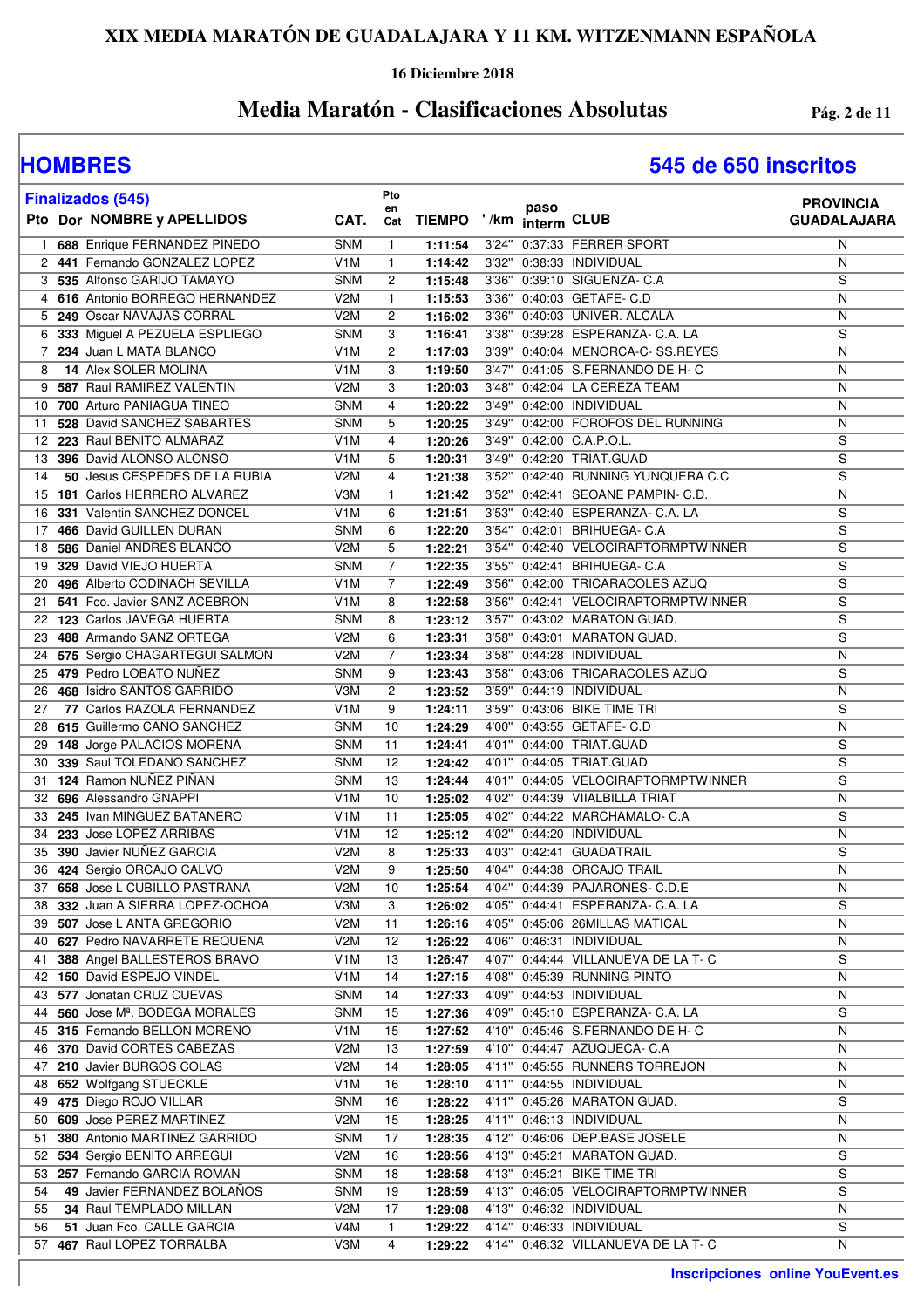# XIX MEDIA MARATÓN DE GUADALAJARA Y 11 KM. WITZENMANN ESPAÑOLA

**16 Diciembre 2018**

## Media Maratón - Clasificaciones Absolutas

## HOMBRES

**545 de 650 inscritos**

**Finalizados (545)**

| Pto | Dor | NOMBRE y APELLIDOS | CAT. | Pto en Cat | TIEMPO | '/km | paso interm | CLUB | PROVINCIA GUADALAJARA |
|---|---|---|---|---|---|---|---|---|---|
| 1 | **688** | Enrique FERNANDEZ PINEDO | SNM | 1 | **1:11:54** | 3'24" | 0:37:33 | FERRER SPORT | N |
| 2 | **441** | Fernando GONZALEZ LOPEZ | V1M | 1 | **1:14:42** | 3'32" | 0:38:33 | INDIVIDUAL | N |
| 3 | **535** | Alfonso GARIJO TAMAYO | SNM | 2 | **1:15:48** | 3'36" | 0:39:10 | SIGUENZA- C.A | S |
| 4 | **616** | Antonio BORREGO HERNANDEZ | V2M | 1 | **1:15:53** | 3'36" | 0:40:03 | GETAFE- C.D | N |
| 5 | **249** | Oscar NAVAJAS CORRAL | V2M | 2 | **1:16:02** | 3'36" | 0:40:03 | UNIVER. ALCALA | N |
| 6 | **333** | Miguel A PEZUELA ESPLIEGO | SNM | 3 | **1:16:41** | 3'38" | 0:39:28 | ESPERANZA- C.A. LA | S |
| 7 | **234** | Juan L MATA BLANCO | V1M | 2 | **1:17:03** | 3'39" | 0:40:04 | MENORCA-C- SS.REYES | N |
| 8 | **14** | Alex SOLER MOLINA | V1M | 3 | **1:19:50** | 3'47" | 0:41:05 | S.FERNANDO DE H- C | N |
| 9 | **587** | Raul RAMIREZ VALENTIN | V2M | 3 | **1:20:03** | 3'48" | 0:42:04 | LA CEREZA TEAM | N |
| 10 | **700** | Arturo PANIAGUA TINEO | SNM | 4 | **1:20:22** | 3'49" | 0:42:00 | INDIVIDUAL | N |
| 11 | **528** | David SANCHEZ SABARTES | SNM | 5 | **1:20:25** | 3'49" | 0:42:00 | FOROFOS DEL RUNNING | N |
| 12 | **223** | Raul BENITO ALMARAZ | V1M | 4 | **1:20:26** | 3'49" | 0:42:00 | C.A.P.O.L. | S |
| 13 | **396** | David ALONSO ALONSO | V1M | 5 | **1:20:31** | 3'49" | 0:42:20 | TRIAT.GUAD | S |
| 14 | **50** | Jesus CESPEDES DE LA RUBIA | V2M | 4 | **1:21:38** | 3'52" | 0:42:40 | RUNNING YUNQUERA C.C | S |
| 15 | **181** | Carlos HERRERO ALVAREZ | V3M | 1 | **1:21:42** | 3'52" | 0:42:41 | SEOANE PAMPIN- C.D. | N |
| 16 | **331** | Valentin SANCHEZ DONCEL | V1M | 6 | **1:21:51** | 3'53" | 0:42:40 | ESPERANZA- C.A. LA | S |
| 17 | **466** | David GUILLEN DURAN | SNM | 6 | **1:22:20** | 3'54" | 0:42:01 | BRIHUEGA- C.A | S |
| 18 | **586** | Daniel ANDRES BLANCO | V2M | 5 | **1:22:21** | 3'54" | 0:42:40 | VELOCIRAPTORMPTWINNER | S |
| 19 | **329** | David VIEJO HUERTA | SNM | 7 | **1:22:35** | 3'55" | 0:42:41 | BRIHUEGA- C.A | S |
| 20 | **496** | Alberto CODINACH SEVILLA | V1M | 7 | **1:22:49** | 3'56" | 0:42:00 | TRICARACOLES AZUQ | S |
| 21 | **541** | Fco. Javier SANZ ACEBRON | V1M | 8 | **1:22:58** | 3'56" | 0:42:41 | VELOCIRAPTORMPTWINNER | S |
| 22 | **123** | Carlos JAVEGA HUERTA | SNM | 8 | **1:23:12** | 3'57" | 0:43:02 | MARATON GUAD. | S |
| 23 | **488** | Armando SANZ ORTEGA | V2M | 6 | **1:23:31** | 3'58" | 0:43:01 | MARATON GUAD. | S |
| 24 | **575** | Sergio CHAGARTEGUI SALMON | V2M | 7 | **1:23:34** | 3'58" | 0:44:28 | INDIVIDUAL | N |
| 25 | **479** | Pedro LOBATO NUÑEZ | SNM | 9 | **1:23:43** | 3'58" | 0:43:06 | TRICARACOLES AZUQ | S |
| 26 | **468** | Isidro SANTOS GARRIDO | V3M | 2 | **1:23:52** | 3'59" | 0:44:19 | INDIVIDUAL | N |
| 27 | **77** | Carlos RAZOLA FERNANDEZ | V1M | 9 | **1:24:11** | 3'59" | 0:43:06 | BIKE TIME TRI | S |
| 28 | **615** | Guillermo CANO SANCHEZ | SNM | 10 | **1:24:29** | 4'00" | 0:43:55 | GETAFE- C.D | N |
| 29 | **148** | Jorge PALACIOS MORENA | SNM | 11 | **1:24:41** | 4'01" | 0:44:00 | TRIAT.GUAD | S |
| 30 | **339** | Saul TOLEDANO SANCHEZ | SNM | 12 | **1:24:42** | 4'01" | 0:44:05 | TRIAT.GUAD | S |
| 31 | **124** | Ramon NUÑEZ PIÑAN | SNM | 13 | **1:24:44** | 4'01" | 0:44:05 | VELOCIRAPTORMPTWINNER | S |
| 32 | **696** | Alessandro GNAPPI | V1M | 10 | **1:25:02** | 4'02" | 0:44:39 | VIIALBILLA TRIAT | N |
| 33 | **245** | Ivan MINGUEZ BATANERO | V1M | 11 | **1:25:05** | 4'02" | 0:44:22 | MARCHAMALO- C.A | S |
| 34 | **233** | Jose LOPEZ ARRIBAS | V1M | 12 | **1:25:12** | 4'02" | 0:44:20 | INDIVIDUAL | N |
| 35 | **390** | Javier NUÑEZ GARCIA | V2M | 8 | **1:25:33** | 4'03" | 0:42:41 | GUADATRAIL | S |
| 36 | **424** | Sergio ORCAJO CALVO | V2M | 9 | **1:25:50** | 4'04" | 0:44:38 | ORCAJO TRAIL | N |
| 37 | **658** | Jose L CUBILLO PASTRANA | V2M | 10 | **1:25:54** | 4'04" | 0:44:39 | PAJARONES- C.D.E | N |
| 38 | **332** | Juan A SIERRA LOPEZ-OCHOA | V3M | 3 | **1:26:02** | 4'05" | 0:44:41 | ESPERANZA- C.A. LA | S |
| 39 | **507** | Jose L ANTA GREGORIO | V2M | 11 | **1:26:16** | 4'05" | 0:45:06 | 26MILLAS MATICAL | N |
| 40 | **627** | Pedro NAVARRETE REQUENA | V2M | 12 | **1:26:22** | 4'06" | 0:46:31 | INDIVIDUAL | N |
| 41 | **388** | Angel BALLESTEROS BRAVO | V1M | 13 | **1:26:47** | 4'07" | 0:44:44 | VILLANUEVA DE LA T- C | S |
| 42 | **150** | David ESPEJO VINDEL | V1M | 14 | **1:27:15** | 4'08" | 0:45:39 | RUNNING PINTO | N |
| 43 | **577** | Jonatan CRUZ CUEVAS | SNM | 14 | **1:27:33** | 4'09" | 0:44:53 | INDIVIDUAL | N |
| 44 | **560** | Jose Mª. BODEGA MORALES | SNM | 15 | **1:27:36** | 4'09" | 0:45:10 | ESPERANZA- C.A. LA | S |
| 45 | **315** | Fernando BELLON MORENO | V1M | 15 | **1:27:52** | 4'10" | 0:45:46 | S.FERNANDO DE H- C | N |
| 46 | **370** | David CORTES CABEZAS | V2M | 13 | **1:27:59** | 4'10" | 0:44:47 | AZUQUECA- C.A | N |
| 47 | **210** | Javier BURGOS COLAS | V2M | 14 | **1:28:05** | 4'11" | 0:45:55 | RUNNERS TORREJON | N |
| 48 | **652** | Wolfgang STUECKLE | V1M | 16 | **1:28:10** | 4'11" | 0:44:55 | INDIVIDUAL | N |
| 49 | **475** | Diego ROJO VILLAR | SNM | 16 | **1:28:22** | 4'11" | 0:45:26 | MARATON GUAD. | S |
| 50 | **609** | Jose PEREZ MARTINEZ | V2M | 15 | **1:28:25** | 4'11" | 0:46:13 | INDIVIDUAL | N |
| 51 | **380** | Antonio MARTINEZ GARRIDO | SNM | 17 | **1:28:35** | 4'12" | 0:46:06 | DEP.BASE JOSELE | N |
| 52 | **534** | Sergio BENITO ARREGUI | V2M | 16 | **1:28:56** | 4'13" | 0:45:21 | MARATON GUAD. | S |
| 53 | **257** | Fernando GARCIA ROMAN | SNM | 18 | **1:28:58** | 4'13" | 0:45:21 | BIKE TIME TRI | S |
| 54 | **49** | Javier FERNANDEZ BOLAÑOS | SNM | 19 | **1:28:59** | 4'13" | 0:46:05 | VELOCIRAPTORMPTWINNER | S |
| 55 | **34** | Raul TEMPLADO MILLAN | V2M | 17 | **1:29:08** | 4'13" | 0:46:32 | INDIVIDUAL | N |
| 56 | **51** | Juan Fco. CALLE GARCIA | V4M | 1 | **1:29:22** | 4'14" | 0:46:33 | INDIVIDUAL | S |
| 57 | **467** | Raul LOPEZ TORRALBA | V3M | 4 | **1:29:22** | 4'14" | 0:46:32 | VILLANUEVA DE LA T- C | N |

**Inscripciones online YouEvent.es**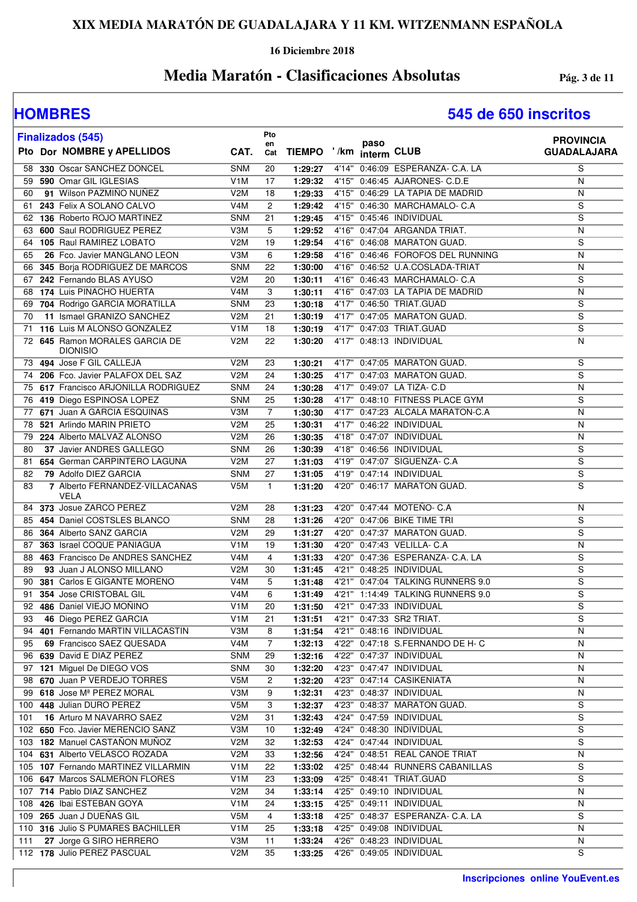# XIX MEDIA MARATÓN DE GUADALAJARA Y 11 KM. WITZENMANN ESPAÑOLA

**16 Diciembre 2018**

## Media Maratón - Clasificaciones Absolutas

## HOMBRES

**545 de 650 inscritos**

**Finalizados (545)**

| Pto | Dor | NOMBRE y APELLIDOS | CAT. | Pto en Cat | TIEMPO | '/km | paso interm | CLUB | PROVINCIA GUADALAJARA |
|---|---|---|---|---|---|---|---|---|---|
| 58 | 330 | Oscar SANCHEZ DONCEL | SNM | 20 | 1:29:27 | 4'14" | 0:46:09 | ESPERANZA- C.A. LA | S |
| 59 | 590 | Omar GIL IGLESIAS | V1M | 17 | 1:29:32 | 4'15" | 0:46:45 | AJARONES- C.D.E | N |
| 60 | 91 | Wilson PAZMIÑO NUÑEZ | V2M | 18 | 1:29:33 | 4'15" | 0:46:29 | LA TAPIA DE MADRID | N |
| 61 | 243 | Felix A SOLANO CALVO | V4M | 2 | 1:29:42 | 4'15" | 0:46:30 | MARCHAMALO- C.A | S |
| 62 | 136 | Roberto ROJO MARTINEZ | SNM | 21 | 1:29:45 | 4'15" | 0:45:46 | INDIVIDUAL | S |
| 63 | 600 | Saul RODRIGUEZ PEREZ | V3M | 5 | 1:29:52 | 4'16" | 0:47:04 | ARGANDA TRIAT. | N |
| 64 | 105 | Raul RAMIREZ LOBATO | V2M | 19 | 1:29:54 | 4'16" | 0:46:08 | MARATON GUAD. | S |
| 65 | 26 | Fco. Javier MANGLANO LEON | V3M | 6 | 1:29:58 | 4'16" | 0:46:46 | FOROFOS DEL RUNNING | N |
| 66 | 345 | Borja RODRIGUEZ DE MARCOS | SNM | 22 | 1:30:00 | 4'16" | 0:46:52 | U.A.COSLADA-TRIAT | N |
| 67 | 242 | Fernando BLAS AYUSO | V2M | 20 | 1:30:11 | 4'16" | 0:46:43 | MARCHAMALO- C.A | S |
| 68 | 174 | Luis PINACHO HUERTA | V4M | 3 | 1:30:11 | 4'16" | 0:47:03 | LA TAPIA DE MADRID | N |
| 69 | 704 | Rodrigo GARCIA MORATILLA | SNM | 23 | 1:30:18 | 4'17" | 0:46:50 | TRIAT.GUAD | S |
| 70 | 11 | Ismael GRANIZO SANCHEZ | V2M | 21 | 1:30:19 | 4'17" | 0:47:05 | MARATON GUAD. | S |
| 71 | 116 | Luis M ALONSO GONZALEZ | V1M | 18 | 1:30:19 | 4'17" | 0:47:03 | TRIAT.GUAD | S |
| 72 | 645 | Ramon MORALES GARCIA DE DIONISIO | V2M | 22 | 1:30:20 | 4'17" | 0:48:13 | INDIVIDUAL | N |
| 73 | 494 | Jose F GIL CALLEJA | V2M | 23 | 1:30:21 | 4'17" | 0:47:05 | MARATON GUAD. | S |
| 74 | 206 | Fco. Javier PALAFOX DEL SAZ | V2M | 24 | 1:30:25 | 4'17" | 0:47:03 | MARATON GUAD. | S |
| 75 | 617 | Francisco ARJONILLA RODRIGUEZ | SNM | 24 | 1:30:28 | 4'17" | 0:49:07 | LA TIZA- C.D | N |
| 76 | 419 | Diego ESPINOSA LOPEZ | SNM | 25 | 1:30:28 | 4'17" | 0:48:10 | FITNESS PLACE GYM | S |
| 77 | 671 | Juan A GARCIA ESQUINAS | V3M | 7 | 1:30:30 | 4'17" | 0:47:23 | ALCALA MARATON-C.A | N |
| 78 | 521 | Arlindo MARIN PRIETO | V2M | 25 | 1:30:31 | 4'17" | 0:46:22 | INDIVIDUAL | N |
| 79 | 224 | Alberto MALVAZ ALONSO | V2M | 26 | 1:30:35 | 4'18" | 0:47:07 | INDIVIDUAL | N |
| 80 | 37 | Javier ANDRES GALLEGO | SNM | 26 | 1:30:39 | 4'18" | 0:46:56 | INDIVIDUAL | S |
| 81 | 654 | German CARPINTERO LAGUNA | V2M | 27 | 1:31:03 | 4'19" | 0:47:07 | SIGUENZA- C.A | S |
| 82 | 79 | Adolfo DIEZ GARCIA | SNM | 27 | 1:31:05 | 4'19" | 0:47:14 | INDIVIDUAL | S |
| 83 | 7 | Alberto FERNANDEZ-VILLACAÑAS VELA | V5M | 1 | 1:31:20 | 4'20" | 0:46:17 | MARATON GUAD. | S |
| 84 | 373 | Josue ZARCO PEREZ | V2M | 28 | 1:31:23 | 4'20" | 0:47:44 | MOTEÑO- C.A | N |
| 85 | 454 | Daniel COSTSLES BLANCO | SNM | 28 | 1:31:26 | 4'20" | 0:47:06 | BIKE TIME TRI | S |
| 86 | 364 | Alberto SANZ GARCIA | V2M | 29 | 1:31:27 | 4'20" | 0:47:37 | MARATON GUAD. | S |
| 87 | 363 | Israel COQUE PANIAGUA | V1M | 19 | 1:31:30 | 4'20" | 0:47:43 | VELILLA- C.A | N |
| 88 | 463 | Francisco De ANDRES SANCHEZ | V4M | 4 | 1:31:33 | 4'20" | 0:47:36 | ESPERANZA- C.A. LA | S |
| 89 | 93 | Juan J ALONSO MILLANO | V2M | 30 | 1:31:45 | 4'21" | 0:48:25 | INDIVIDUAL | S |
| 90 | 381 | Carlos E GIGANTE MORENO | V4M | 5 | 1:31:48 | 4'21" | 0:47:04 | TALKING RUNNERS 9.0 | S |
| 91 | 354 | Jose CRISTOBAL GIL | V4M | 6 | 1:31:49 | 4'21" | 1:14:49 | TALKING RUNNERS 9.0 | S |
| 92 | 486 | Daniel VIEJO MOÑINO | V1M | 20 | 1:31:50 | 4'21" | 0:47:33 | INDIVIDUAL | S |
| 93 | 46 | Diego PEREZ GARCIA | V1M | 21 | 1:31:51 | 4'21" | 0:47:33 | SR2 TRIAT. | S |
| 94 | 401 | Fernando MARTIN VILLACASTIN | V3M | 8 | 1:31:54 | 4'21" | 0:48:16 | INDIVIDUAL | N |
| 95 | 69 | Francisco SAEZ QUESADA | V4M | 7 | 1:32:13 | 4'22" | 0:47:18 | S.FERNANDO DE H- C | N |
| 96 | 639 | David E DIAZ PEREZ | SNM | 29 | 1:32:16 | 4'22" | 0:47:37 | INDIVIDUAL | N |
| 97 | 121 | Miguel De DIEGO VOS | SNM | 30 | 1:32:20 | 4'23" | 0:47:47 | INDIVIDUAL | N |
| 98 | 670 | Juan P VERDEJO TORRES | V5M | 2 | 1:32:20 | 4'23" | 0:47:14 | CASIKENIATA | N |
| 99 | 618 | Jose Mª PEREZ MORAL | V3M | 9 | 1:32:31 | 4'23" | 0:48:37 | INDIVIDUAL | N |
| 100 | 448 | Julian DURO PEREZ | V5M | 3 | 1:32:37 | 4'23" | 0:48:37 | MARATON GUAD. | S |
| 101 | 16 | Arturo M NAVARRO SAEZ | V2M | 31 | 1:32:43 | 4'24" | 0:47:59 | INDIVIDUAL | S |
| 102 | 650 | Fco. Javier MERENCIO SANZ | V3M | 10 | 1:32:49 | 4'24" | 0:48:30 | INDIVIDUAL | S |
| 103 | 182 | Manuel CASTAÑON MUÑOZ | V2M | 32 | 1:32:53 | 4'24" | 0:47:44 | INDIVIDUAL | S |
| 104 | 631 | Alberto VELASCO ROZADA | V2M | 33 | 1:32:56 | 4'24" | 0:48:51 | REAL CANOE TRIAT | N |
| 105 | 107 | Fernando MARTINEZ VILLARMIN | V1M | 22 | 1:33:02 | 4'25" | 0:48:44 | RUNNERS CABANILLAS | S |
| 106 | 647 | Marcos SALMERON FLORES | V1M | 23 | 1:33:09 | 4'25" | 0:48:41 | TRIAT.GUAD | S |
| 107 | 714 | Pablo DIAZ SANCHEZ | V2M | 34 | 1:33:14 | 4'25" | 0:49:10 | INDIVIDUAL | N |
| 108 | 426 | Ibai ESTEBAN GOYA | V1M | 24 | 1:33:15 | 4'25" | 0:49:11 | INDIVIDUAL | N |
| 109 | 265 | Juan J DUEÑAS GIL | V5M | 4 | 1:33:18 | 4'25" | 0:48:37 | ESPERANZA- C.A. LA | S |
| 110 | 316 | Julio S PUMARES BACHILLER | V1M | 25 | 1:33:18 | 4'25" | 0:49:08 | INDIVIDUAL | N |
| 111 | 27 | Jorge G SIRO HERRERO | V3M | 11 | 1:33:24 | 4'26" | 0:48:23 | INDIVIDUAL | N |
| 112 | 178 | Julio PEREZ PASCUAL | V2M | 35 | 1:33:25 | 4'26" | 0:49:05 | INDIVIDUAL | S |

**Inscripciones online YouEvent.es**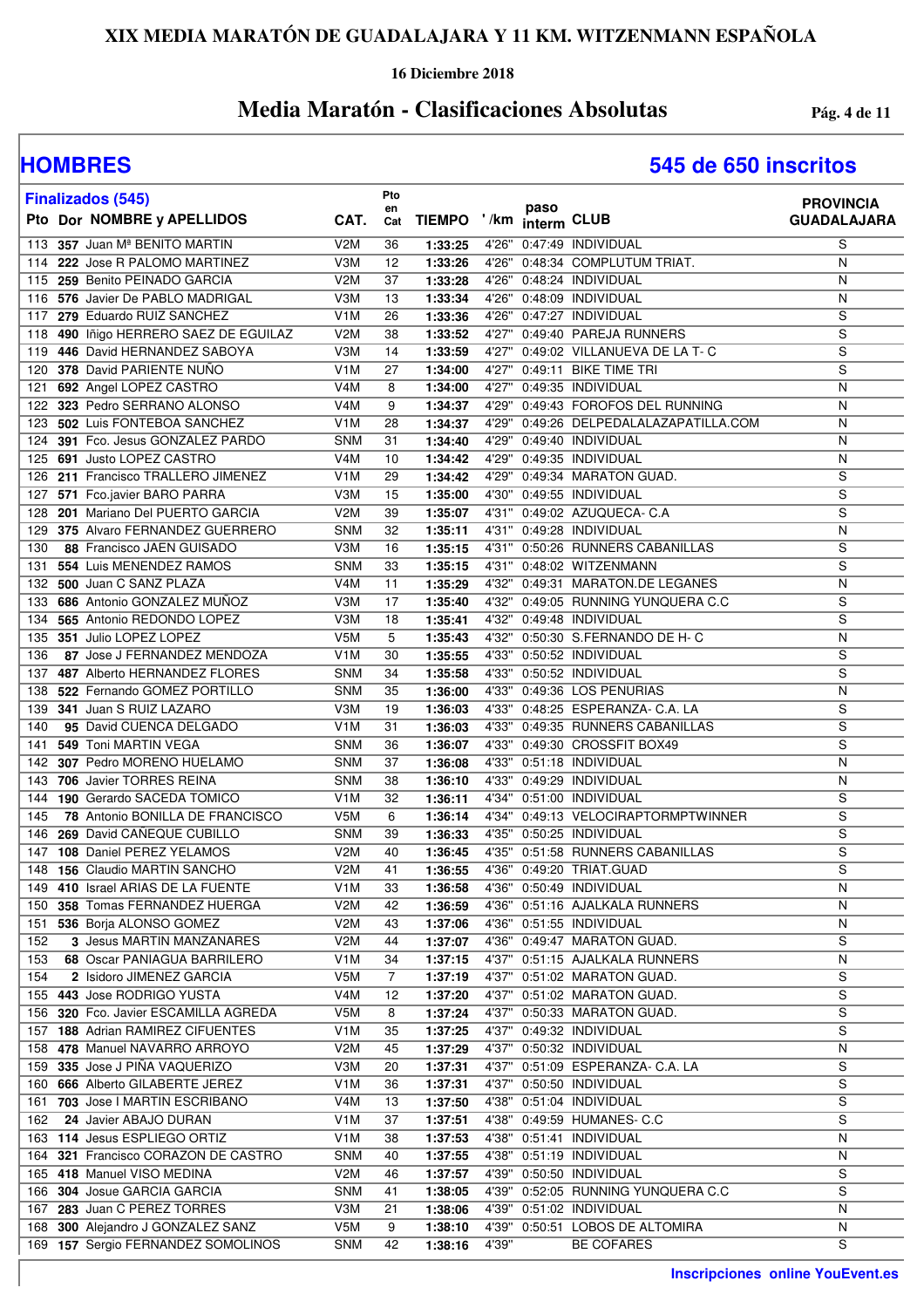# XIX MEDIA MARATÓN DE GUADALAJARA Y 11 KM. WITZENMANN ESPAÑOLA

**16 Diciembre 2018**

## Media Maratón - Clasificaciones Absolutas

## HOMBRES

## 545 de 650 inscritos

**Finalizados (545)**

| Pto | Dor | NOMBRE y APELLIDOS | CAT. | Pto en Cat | TIEMPO | '/km | paso interm | CLUB | PROVINCIA GUADALAJARA |
|---|---|---|---|---|---|---|---|---|---|
| 113 | **357** | Juan Mª BENITO MARTIN | V2M | 36 | **1:33:25** | 4'26" | 0:47:49 | INDIVIDUAL | S |
| 114 | **222** | Jose R PALOMO MARTINEZ | V3M | 12 | **1:33:26** | 4'26" | 0:48:34 | COMPLUTUM TRIAT. | N |
| 115 | **259** | Benito PEINADO GARCIA | V2M | 37 | **1:33:28** | 4'26" | 0:48:24 | INDIVIDUAL | N |
| 116 | **576** | Javier De PABLO MADRIGAL | V3M | 13 | **1:33:34** | 4'26" | 0:48:09 | INDIVIDUAL | N |
| 117 | **279** | Eduardo RUIZ SANCHEZ | V1M | 26 | **1:33:36** | 4'26" | 0:47:27 | INDIVIDUAL | S |
| 118 | **490** | Iñigo HERRERO SAEZ DE EGUILAZ | V2M | 38 | **1:33:52** | 4'27" | 0:49:40 | PAREJA RUNNERS | S |
| 119 | **446** | David HERNANDEZ SABOYA | V3M | 14 | **1:33:59** | 4'27" | 0:49:02 | VILLANUEVA DE LA T- C | S |
| 120 | **378** | David PARIENTE NUÑO | V1M | 27 | **1:34:00** | 4'27" | 0:49:11 | BIKE TIME TRI | S |
| 121 | **692** | Angel LOPEZ CASTRO | V4M | 8 | **1:34:00** | 4'27" | 0:49:35 | INDIVIDUAL | N |
| 122 | **323** | Pedro SERRANO ALONSO | V4M | 9 | **1:34:37** | 4'29" | 0:49:43 | FOROFOS DEL RUNNING | N |
| 123 | **502** | Luis FONTEBOA SANCHEZ | V1M | 28 | **1:34:37** | 4'29" | 0:49:26 | DELPEDALALAZAPATILLA.COM | N |
| 124 | **391** | Fco. Jesus GONZALEZ PARDO | SNM | 31 | **1:34:40** | 4'29" | 0:49:40 | INDIVIDUAL | N |
| 125 | **691** | Justo LOPEZ CASTRO | V4M | 10 | **1:34:42** | 4'29" | 0:49:35 | INDIVIDUAL | N |
| 126 | **211** | Francisco TRALLERO JIMENEZ | V1M | 29 | **1:34:42** | 4'29" | 0:49:34 | MARATON GUAD. | S |
| 127 | **571** | Fco.javier BARO PARRA | V3M | 15 | **1:35:00** | 4'30" | 0:49:55 | INDIVIDUAL | S |
| 128 | **201** | Mariano Del PUERTO GARCIA | V2M | 39 | **1:35:07** | 4'31" | 0:49:02 | AZUQUECA- C.A | S |
| 129 | **375** | Alvaro FERNANDEZ GUERRERO | SNM | 32 | **1:35:11** | 4'31" | 0:49:28 | INDIVIDUAL | N |
| 130 | **88** | Francisco JAEN GUISADO | V3M | 16 | **1:35:15** | 4'31" | 0:50:26 | RUNNERS CABANILLAS | S |
| 131 | **554** | Luis MENENDEZ RAMOS | SNM | 33 | **1:35:15** | 4'31" | 0:48:02 | WITZENMANN | S |
| 132 | **500** | Juan C SANZ PLAZA | V4M | 11 | **1:35:29** | 4'32" | 0:49:31 | MARATON.DE LEGANES | N |
| 133 | **686** | Antonio GONZALEZ MUÑOZ | V3M | 17 | **1:35:40** | 4'32" | 0:49:05 | RUNNING YUNQUERA C.C | S |
| 134 | **565** | Antonio REDONDO LOPEZ | V3M | 18 | **1:35:41** | 4'32" | 0:49:48 | INDIVIDUAL | S |
| 135 | **351** | Julio LOPEZ LOPEZ | V5M | 5 | **1:35:43** | 4'32" | 0:50:30 | S.FERNANDO DE H- C | N |
| 136 | **87** | Jose J FERNANDEZ MENDOZA | V1M | 30 | **1:35:55** | 4'33" | 0:50:52 | INDIVIDUAL | S |
| 137 | **487** | Alberto HERNANDEZ FLORES | SNM | 34 | **1:35:58** | 4'33" | 0:50:52 | INDIVIDUAL | S |
| 138 | **522** | Fernando GOMEZ PORTILLO | SNM | 35 | **1:36:00** | 4'33" | 0:49:36 | LOS PEÑURIAS | N |
| 139 | **341** | Juan S RUIZ LAZARO | V3M | 19 | **1:36:03** | 4'33" | 0:48:25 | ESPERANZA- C.A. LA | S |
| 140 | **95** | David CUENCA DELGADO | V1M | 31 | **1:36:03** | 4'33" | 0:49:35 | RUNNERS CABANILLAS | S |
| 141 | **549** | Toni MARTIN VEGA | SNM | 36 | **1:36:07** | 4'33" | 0:49:30 | CROSSFIT BOX49 | S |
| 142 | **307** | Pedro MORENO HUELAMO | SNM | 37 | **1:36:08** | 4'33" | 0:51:18 | INDIVIDUAL | N |
| 143 | **706** | Javier TORRES REINA | SNM | 38 | **1:36:10** | 4'33" | 0:49:29 | INDIVIDUAL | N |
| 144 | **190** | Gerardo SACEDA TOMICO | V1M | 32 | **1:36:11** | 4'34" | 0:51:00 | INDIVIDUAL | S |
| 145 | **78** | Antonio BONILLA DE FRANCISCO | V5M | 6 | **1:36:14** | 4'34" | 0:49:13 | VELOCIRAPTORMPTWINNER | S |
| 146 | **269** | David CAÑEQUE CUBILLO | SNM | 39 | **1:36:33** | 4'35" | 0:50:25 | INDIVIDUAL | S |
| 147 | **108** | Daniel PEREZ YELAMOS | V2M | 40 | **1:36:45** | 4'35" | 0:51:58 | RUNNERS CABANILLAS | S |
| 148 | **156** | Claudio MARTIN SANCHO | V2M | 41 | **1:36:55** | 4'36" | 0:49:20 | TRIAT.GUAD | S |
| 149 | **410** | Israel ARIAS DE LA FUENTE | V1M | 33 | **1:36:58** | 4'36" | 0:50:49 | INDIVIDUAL | N |
| 150 | **358** | Tomas FERNANDEZ HUERGA | V2M | 42 | **1:36:59** | 4'36" | 0:51:16 | AJALKALA RUNNERS | N |
| 151 | **536** | Borja ALONSO GOMEZ | V2M | 43 | **1:37:06** | 4'36" | 0:51:55 | INDIVIDUAL | N |
| 152 | **3** | Jesus MARTIN MANZANARES | V2M | 44 | **1:37:07** | 4'36" | 0:49:47 | MARATON GUAD. | S |
| 153 | **68** | Oscar PANIAGUA BARRILERO | V1M | 34 | **1:37:15** | 4'37" | 0:51:15 | AJALKALA RUNNERS | N |
| 154 | **2** | Isidoro JIMENEZ GARCIA | V5M | 7 | **1:37:19** | 4'37" | 0:51:02 | MARATON GUAD. | S |
| 155 | **443** | Jose RODRIGO YUSTA | V4M | 12 | **1:37:20** | 4'37" | 0:51:02 | MARATON GUAD. | S |
| 156 | **320** | Fco. Javier ESCAMILLA AGREDA | V5M | 8 | **1:37:24** | 4'37" | 0:50:33 | MARATON GUAD. | S |
| 157 | **188** | Adrian RAMIREZ CIFUENTES | V1M | 35 | **1:37:25** | 4'37" | 0:49:32 | INDIVIDUAL | S |
| 158 | **478** | Manuel NAVARRO ARROYO | V2M | 45 | **1:37:29** | 4'37" | 0:50:32 | INDIVIDUAL | N |
| 159 | **335** | Jose J PIÑA VAQUERIZO | V3M | 20 | **1:37:31** | 4'37" | 0:51:09 | ESPERANZA- C.A. LA | S |
| 160 | **666** | Alberto GILABERTE JEREZ | V1M | 36 | **1:37:31** | 4'37" | 0:50:50 | INDIVIDUAL | S |
| 161 | **703** | Jose I MARTIN ESCRIBANO | V4M | 13 | **1:37:50** | 4'38" | 0:51:04 | INDIVIDUAL | S |
| 162 | **24** | Javier ABAJO DURAN | V1M | 37 | **1:37:51** | 4'38" | 0:49:59 | HUMANES- C.C | S |
| 163 | **114** | Jesus ESPLIEGO ORTIZ | V1M | 38 | **1:37:53** | 4'38" | 0:51:41 | INDIVIDUAL | N |
| 164 | **321** | Francisco CORAZON DE CASTRO | SNM | 40 | **1:37:55** | 4'38" | 0:51:19 | INDIVIDUAL | N |
| 165 | **418** | Manuel VISO MEDINA | V2M | 46 | **1:37:57** | 4'39" | 0:50:50 | INDIVIDUAL | S |
| 166 | **304** | Josue GARCIA GARCIA | SNM | 41 | **1:38:05** | 4'39" | 0:52:05 | RUNNING YUNQUERA C.C | S |
| 167 | **283** | Juan C PEREZ TORRES | V3M | 21 | **1:38:06** | 4'39" | 0:51:02 | INDIVIDUAL | N |
| 168 | **300** | Alejandro J GONZALEZ SANZ | V5M | 9 | **1:38:10** | 4'39" | 0:50:51 | LOBOS DE ALTOMIRA | N |
| 169 | **157** | Sergio FERNANDEZ SOMOLINOS | SNM | 42 | **1:38:16** | 4'39" | | BE COFARES | S |

**Inscripciones online YouEvent.es**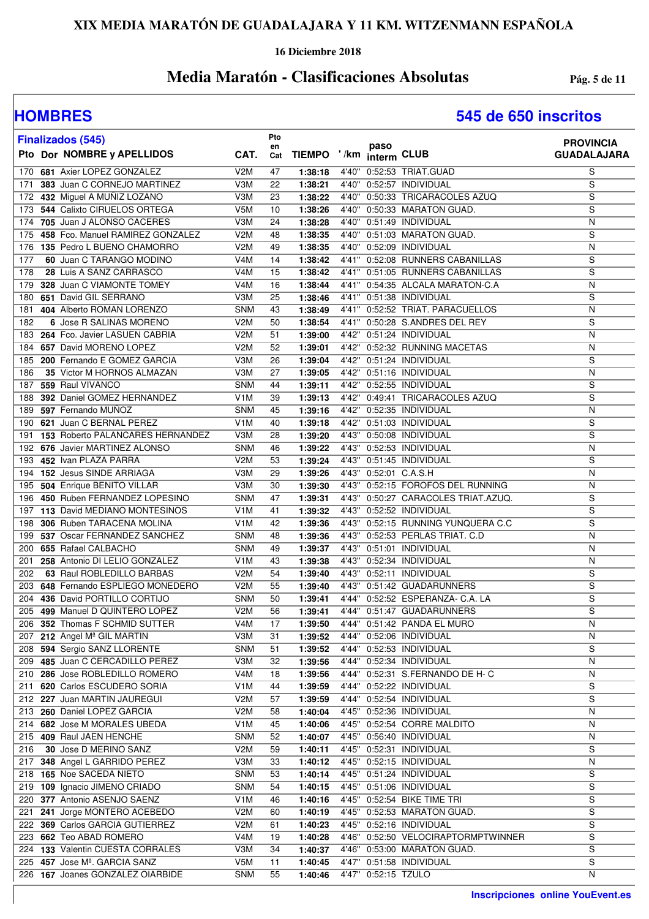# XIX MEDIA MARATÓN DE GUADALAJARA Y 11 KM. WITZENMANN ESPAÑOLA

**16 Diciembre 2018**

## Media Maratón - Clasificaciones Absolutas

## HOMBRES

**545 de 650 inscritos**

**Finalizados (545)**

| Pto | Dor | NOMBRE y APELLIDOS | CAT. | Pto en Cat | TIEMPO | '/km | paso interm | CLUB | PROVINCIA GUADALAJARA |
|---|---|---|---|---|---|---|---|---|---|
| 170 | 681 | Axier LOPEZ GONZALEZ | V2M | 47 | 1:38:18 | 4'40" | 0:52:53 | TRIAT.GUAD | S |
| 171 | 383 | Juan C CORNEJO MARTINEZ | V3M | 22 | 1:38:21 | 4'40" | 0:52:57 | INDIVIDUAL | S |
| 172 | 432 | Miguel A MUÑIZ LOZANO | V3M | 23 | 1:38:22 | 4'40" | 0:50:33 | TRICARACOLES AZUQ | S |
| 173 | 544 | Calixto CIRUELOS ORTEGA | V5M | 10 | 1:38:26 | 4'40" | 0:50:33 | MARATON GUAD. | S |
| 174 | 705 | Juan J ALONSO CACERES | V3M | 24 | 1:38:28 | 4'40" | 0:51:49 | INDIVIDUAL | N |
| 175 | 458 | Fco. Manuel RAMIREZ GONZALEZ | V2M | 48 | 1:38:35 | 4'40" | 0:51:03 | MARATON GUAD. | S |
| 176 | 135 | Pedro L BUENO CHAMORRO | V2M | 49 | 1:38:35 | 4'40" | 0:52:09 | INDIVIDUAL | N |
| 177 | 60 | Juan C TARANGO MODINO | V4M | 14 | 1:38:42 | 4'41" | 0:52:08 | RUNNERS CABANILLAS | S |
| 178 | 28 | Luis A SANZ CARRASCO | V4M | 15 | 1:38:42 | 4'41" | 0:51:05 | RUNNERS CABANILLAS | S |
| 179 | 328 | Juan C VIAMONTE TOMEY | V4M | 16 | 1:38:44 | 4'41" | 0:54:35 | ALCALA MARATON-C.A | N |
| 180 | 651 | David GIL SERRANO | V3M | 25 | 1:38:46 | 4'41" | 0:51:38 | INDIVIDUAL | S |
| 181 | 404 | Alberto ROMAN LORENZO | SNM | 43 | 1:38:49 | 4'41" | 0:52:52 | TRIAT. PARACUELLOS | N |
| 182 | 6 | Jose R SALINAS MORENO | V2M | 50 | 1:38:54 | 4'41" | 0:50:28 | S.ANDRES DEL REY | S |
| 183 | 264 | Fco. Javier LASUEN CABRIA | V2M | 51 | 1:39:00 | 4'42" | 0:51:24 | INDIVIDUAL | N |
| 184 | 657 | David MORENO LOPEZ | V2M | 52 | 1:39:01 | 4'42" | 0:52:32 | RUNNING MACETAS | N |
| 185 | 200 | Fernando E GOMEZ GARCIA | V3M | 26 | 1:39:04 | 4'42" | 0:51:24 | INDIVIDUAL | S |
| 186 | 35 | Victor M HORNOS ALMAZAN | V3M | 27 | 1:39:05 | 4'42" | 0:51:16 | INDIVIDUAL | N |
| 187 | 559 | Raul VIVANCO | SNM | 44 | 1:39:11 | 4'42" | 0:52:55 | INDIVIDUAL | S |
| 188 | 392 | Daniel GOMEZ HERNANDEZ | V1M | 39 | 1:39:13 | 4'42" | 0:49:41 | TRICARACOLES AZUQ | S |
| 189 | 597 | Fernando MUÑOZ | SNM | 45 | 1:39:16 | 4'42" | 0:52:35 | INDIVIDUAL | N |
| 190 | 621 | Juan C BERNAL PEREZ | V1M | 40 | 1:39:18 | 4'42" | 0:51:03 | INDIVIDUAL | S |
| 191 | 153 | Roberto PALANCARES HERNANDEZ | V3M | 28 | 1:39:20 | 4'43" | 0:50:08 | INDIVIDUAL | S |
| 192 | 676 | Javier MARTINEZ ALONSO | SNM | 46 | 1:39:22 | 4'43" | 0:52:53 | INDIVIDUAL | N |
| 193 | 452 | Ivan PLAZA PARRA | V2M | 53 | 1:39:24 | 4'43" | 0:51:45 | INDIVIDUAL | S |
| 194 | 152 | Jesus SINDE ARRIAGA | V3M | 29 | 1:39:26 | 4'43" | 0:52:01 | C.A.S.H | N |
| 195 | 504 | Enrique BENITO VILLAR | V3M | 30 | 1:39:30 | 4'43" | 0:52:15 | FOROFOS DEL RUNNING | N |
| 196 | 450 | Ruben FERNANDEZ LOPESINO | SNM | 47 | 1:39:31 | 4'43" | 0:50:27 | CARACOLES TRIAT.AZUQ. | S |
| 197 | 113 | David MEDIANO MONTESINOS | V1M | 41 | 1:39:32 | 4'43" | 0:52:52 | INDIVIDUAL | S |
| 198 | 306 | Ruben TARACENA MOLINA | V1M | 42 | 1:39:36 | 4'43" | 0:52:15 | RUNNING YUNQUERA C.C | S |
| 199 | 537 | Oscar FERNANDEZ SANCHEZ | SNM | 48 | 1:39:36 | 4'43" | 0:52:53 | PERLAS TRIAT. C.D | N |
| 200 | 655 | Rafael CALBACHO | SNM | 49 | 1:39:37 | 4'43" | 0:51:01 | INDIVIDUAL | N |
| 201 | 258 | Antonio DI LELIO GONZALEZ | V1M | 43 | 1:39:38 | 4'43" | 0:52:34 | INDIVIDUAL | N |
| 202 | 63 | Raul ROBLEDILLO BARBAS | V2M | 54 | 1:39:40 | 4'43" | 0:52:11 | INDIVIDUAL | S |
| 203 | 648 | Fernando ESPLIEGO MONEDERO | V2M | 55 | 1:39:40 | 4'43" | 0:51:42 | GUADARUNNERS | S |
| 204 | 436 | David PORTILLO CORTIJO | SNM | 50 | 1:39:41 | 4'44" | 0:52:52 | ESPERANZA- C.A. LA | S |
| 205 | 499 | Manuel D QUINTERO LOPEZ | V2M | 56 | 1:39:41 | 4'44" | 0:51:47 | GUADARUNNERS | S |
| 206 | 352 | Thomas F SCHMID SUTTER | V4M | 17 | 1:39:50 | 4'44" | 0:51:42 | PANDA EL MURO | N |
| 207 | 212 | Angel Mª GIL MARTIN | V3M | 31 | 1:39:52 | 4'44" | 0:52:06 | INDIVIDUAL | N |
| 208 | 594 | Sergio SANZ LLORENTE | SNM | 51 | 1:39:52 | 4'44" | 0:52:53 | INDIVIDUAL | S |
| 209 | 485 | Juan C CERCADILLO PEREZ | V3M | 32 | 1:39:56 | 4'44" | 0:52:34 | INDIVIDUAL | N |
| 210 | 286 | Jose ROBLEDILLO ROMERO | V4M | 18 | 1:39:56 | 4'44" | 0:52:31 | S.FERNANDO DE H- C | N |
| 211 | 620 | Carlos ESCUDERO SORIA | V1M | 44 | 1:39:59 | 4'44" | 0:52:22 | INDIVIDUAL | S |
| 212 | 227 | Juan MARTIN JAUREGUI | V2M | 57 | 1:39:59 | 4'44" | 0:52:54 | INDIVIDUAL | S |
| 213 | 260 | Daniel LOPEZ GARCIA | V2M | 58 | 1:40:04 | 4'45" | 0:52:36 | INDIVIDUAL | N |
| 214 | 682 | Jose M MORALES UBEDA | V1M | 45 | 1:40:06 | 4'45" | 0:52:54 | CORRE MALDITO | N |
| 215 | 409 | Raul JAEN HENCHE | SNM | 52 | 1:40:07 | 4'45" | 0:56:40 | INDIVIDUAL | N |
| 216 | 30 | Jose D MERINO SANZ | V2M | 59 | 1:40:11 | 4'45" | 0:52:31 | INDIVIDUAL | S |
| 217 | 348 | Angel L GARRIDO PEREZ | V3M | 33 | 1:40:12 | 4'45" | 0:52:15 | INDIVIDUAL | N |
| 218 | 165 | Noe SACEDA NIETO | SNM | 53 | 1:40:14 | 4'45" | 0:51:24 | INDIVIDUAL | S |
| 219 | 109 | Ignacio JIMENO CRIADO | SNM | 54 | 1:40:15 | 4'45" | 0:51:06 | INDIVIDUAL | S |
| 220 | 377 | Antonio ASENJO SAENZ | V1M | 46 | 1:40:16 | 4'45" | 0:52:54 | BIKE TIME TRI | S |
| 221 | 241 | Jorge MONTERO ACEBEDO | V2M | 60 | 1:40:19 | 4'45" | 0:52:53 | MARATON GUAD. | S |
| 222 | 369 | Carlos GARCIA GUTIERREZ | V2M | 61 | 1:40:23 | 4'45" | 0:52:16 | INDIVIDUAL | S |
| 223 | 662 | Teo ABAD ROMERO | V4M | 19 | 1:40:28 | 4'46" | 0:52:50 | VELOCIRAPTORMPTWINNER | S |
| 224 | 133 | Valentin CUESTA CORRALES | V3M | 34 | 1:40:37 | 4'46" | 0:53:00 | MARATON GUAD. | S |
| 225 | 457 | Jose Mª. GARCIA SANZ | V5M | 11 | 1:40:45 | 4'47" | 0:51:58 | INDIVIDUAL | S |
| 226 | 167 | Joanes GONZALEZ OIARBIDE | SNM | 55 | 1:40:46 | 4'47" | 0:52:15 | TZULO | N |

**Inscripciones online YouEvent.es**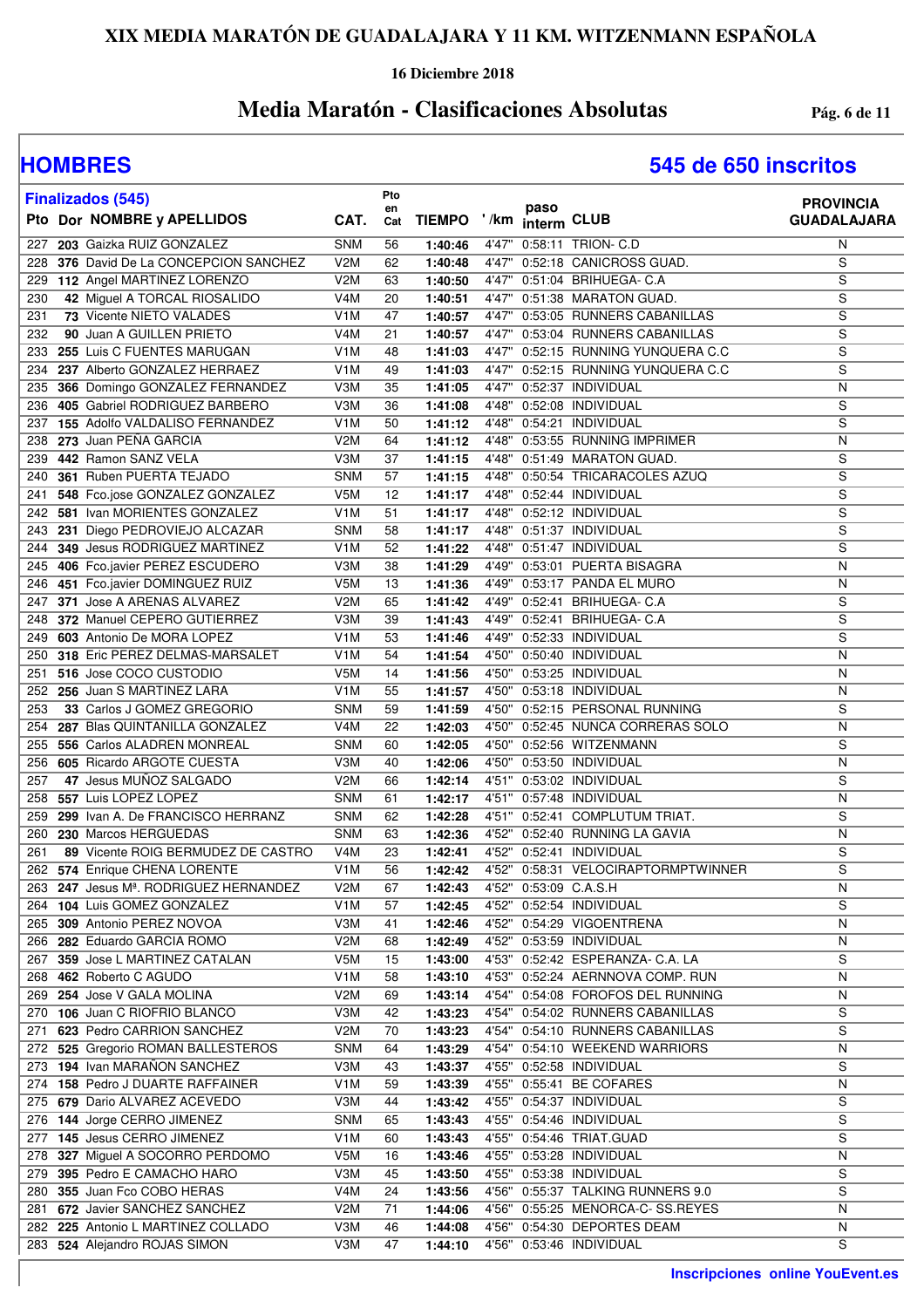# XIX MEDIA MARATÓN DE GUADALAJARA Y 11 KM. WITZENMANN ESPAÑOLA

**16 Diciembre 2018**

## Media Maratón - Clasificaciones Absolutas

## HOMBRES

**545 de 650 inscritos**

**Finalizados (545)**

| Pto | Dor | NOMBRE y APELLIDOS | CAT. | Pto en Cat | TIEMPO | '/km | paso interm | CLUB | PROVINCIA GUADALAJARA |
|---|---|---|---|---|---|---|---|---|---|
| 227 | 203 | Gaizka RUIZ GONZALEZ | SNM | 56 | 1:40:46 | 4'47" | 0:58:11 | TRION- C.D | N |
| 228 | 376 | David De La CONCEPCION SANCHEZ | V2M | 62 | 1:40:48 | 4'47" | 0:52:18 | CANICROSS GUAD. | S |
| 229 | 112 | Angel MARTINEZ LORENZO | V2M | 63 | 1:40:50 | 4'47" | 0:51:04 | BRIHUEGA- C.A | S |
| 230 | 42 | Miguel A TORCAL RIOSALIDO | V4M | 20 | 1:40:51 | 4'47" | 0:51:38 | MARATON GUAD. | S |
| 231 | 73 | Vicente NIETO VALADES | V1M | 47 | 1:40:57 | 4'47" | 0:53:05 | RUNNERS CABANILLAS | S |
| 232 | 90 | Juan A GUILLEN PRIETO | V4M | 21 | 1:40:57 | 4'47" | 0:53:04 | RUNNERS CABANILLAS | S |
| 233 | 255 | Luis C FUENTES MARUGAN | V1M | 48 | 1:41:03 | 4'47" | 0:52:15 | RUNNING YUNQUERA C.C | S |
| 234 | 237 | Alberto GONZALEZ HERRAEZ | V1M | 49 | 1:41:03 | 4'47" | 0:52:15 | RUNNING YUNQUERA C.C | S |
| 235 | 366 | Domingo GONZALEZ FERNANDEZ | V3M | 35 | 1:41:05 | 4'47" | 0:52:37 | INDIVIDUAL | N |
| 236 | 405 | Gabriel RODRIGUEZ BARBERO | V3M | 36 | 1:41:08 | 4'48" | 0:52:08 | INDIVIDUAL | S |
| 237 | 155 | Adolfo VALDALISO FERNANDEZ | V1M | 50 | 1:41:12 | 4'48" | 0:54:21 | INDIVIDUAL | S |
| 238 | 273 | Juan PEÑA GARCIA | V2M | 64 | 1:41:12 | 4'48" | 0:53:55 | RUNNING IMPRIMER | N |
| 239 | 442 | Ramon SANZ VELA | V3M | 37 | 1:41:15 | 4'48" | 0:51:49 | MARATON GUAD. | S |
| 240 | 361 | Ruben PUERTA TEJADO | SNM | 57 | 1:41:15 | 4'48" | 0:50:54 | TRICARACOLES AZUQ | S |
| 241 | 548 | Fco.jose GONZALEZ GONZALEZ | V5M | 12 | 1:41:17 | 4'48" | 0:52:44 | INDIVIDUAL | S |
| 242 | 581 | Ivan MORIENTES GONZALEZ | V1M | 51 | 1:41:17 | 4'48" | 0:52:12 | INDIVIDUAL | S |
| 243 | 231 | Diego PEDROVIEJO ALCAZAR | SNM | 58 | 1:41:17 | 4'48" | 0:51:37 | INDIVIDUAL | S |
| 244 | 349 | Jesus RODRIGUEZ MARTINEZ | V1M | 52 | 1:41:22 | 4'48" | 0:51:47 | INDIVIDUAL | S |
| 245 | 406 | Fco.javier PEREZ ESCUDERO | V3M | 38 | 1:41:29 | 4'49" | 0:53:01 | PUERTA BISAGRA | N |
| 246 | 451 | Fco.javier DOMINGUEZ RUIZ | V5M | 13 | 1:41:36 | 4'49" | 0:53:17 | PANDA EL MURO | N |
| 247 | 371 | Jose A ARENAS ALVAREZ | V2M | 65 | 1:41:42 | 4'49" | 0:52:41 | BRIHUEGA- C.A | S |
| 248 | 372 | Manuel CEPERO GUTIERREZ | V3M | 39 | 1:41:43 | 4'49" | 0:52:41 | BRIHUEGA- C.A | S |
| 249 | 603 | Antonio De MORA LOPEZ | V1M | 53 | 1:41:46 | 4'49" | 0:52:33 | INDIVIDUAL | S |
| 250 | 318 | Eric PEREZ DELMAS-MARSALET | V1M | 54 | 1:41:54 | 4'50" | 0:50:40 | INDIVIDUAL | N |
| 251 | 516 | Jose COCO CUSTODIO | V5M | 14 | 1:41:56 | 4'50" | 0:53:25 | INDIVIDUAL | N |
| 252 | 256 | Juan S MARTINEZ LARA | V1M | 55 | 1:41:57 | 4'50" | 0:53:18 | INDIVIDUAL | N |
| 253 | 33 | Carlos J GOMEZ GREGORIO | SNM | 59 | 1:41:59 | 4'50" | 0:52:15 | PERSONAL RUNNING | S |
| 254 | 287 | Blas QUINTANILLA GONZALEZ | V4M | 22 | 1:42:03 | 4'50" | 0:52:45 | NUNCA CORRERAS SOLO | N |
| 255 | 556 | Carlos ALADREN MONREAL | SNM | 60 | 1:42:05 | 4'50" | 0:52:56 | WITZENMANN | S |
| 256 | 605 | Ricardo ARGOTE CUESTA | V3M | 40 | 1:42:06 | 4'50" | 0:53:50 | INDIVIDUAL | N |
| 257 | 47 | Jesus MUÑOZ SALGADO | V2M | 66 | 1:42:14 | 4'51" | 0:53:02 | INDIVIDUAL | S |
| 258 | 557 | Luis LOPEZ LOPEZ | SNM | 61 | 1:42:17 | 4'51" | 0:57:48 | INDIVIDUAL | N |
| 259 | 299 | Ivan A. De FRANCISCO HERRANZ | SNM | 62 | 1:42:28 | 4'51" | 0:52:41 | COMPLUTUM TRIAT. | S |
| 260 | 230 | Marcos HERGUEDAS | SNM | 63 | 1:42:36 | 4'52" | 0:52:40 | RUNNING LA GAVIA | N |
| 261 | 89 | Vicente ROIG BERMUDEZ DE CASTRO | V4M | 23 | 1:42:41 | 4'52" | 0:52:41 | INDIVIDUAL | S |
| 262 | 574 | Enrique CHENA LORENTE | V1M | 56 | 1:42:42 | 4'52" | 0:58:31 | VELOCIRAPTORMPTWINNER | S |
| 263 | 247 | Jesus Mª. RODRIGUEZ HERNANDEZ | V2M | 67 | 1:42:43 | 4'52" | 0:53:09 | C.A.S.H | N |
| 264 | 104 | Luis GOMEZ GONZALEZ | V1M | 57 | 1:42:45 | 4'52" | 0:52:54 | INDIVIDUAL | S |
| 265 | 309 | Antonio PEREZ NOVOA | V3M | 41 | 1:42:46 | 4'52" | 0:54:29 | VIGOENTRENA | N |
| 266 | 282 | Eduardo GARCIA ROMO | V2M | 68 | 1:42:49 | 4'52" | 0:53:59 | INDIVIDUAL | N |
| 267 | 359 | Jose L MARTINEZ CATALAN | V5M | 15 | 1:43:00 | 4'53" | 0:52:42 | ESPERANZA- C.A. LA | S |
| 268 | 462 | Roberto C AGUDO | V1M | 58 | 1:43:10 | 4'53" | 0:52:24 | AERNNOVA COMP. RUN | N |
| 269 | 254 | Jose V GALA MOLINA | V2M | 69 | 1:43:14 | 4'54" | 0:54:08 | FOROFOS DEL RUNNING | N |
| 270 | 106 | Juan C RIOFRIO BLANCO | V3M | 42 | 1:43:23 | 4'54" | 0:54:02 | RUNNERS CABANILLAS | S |
| 271 | 623 | Pedro CARRION SANCHEZ | V2M | 70 | 1:43:23 | 4'54" | 0:54:10 | RUNNERS CABANILLAS | S |
| 272 | 525 | Gregorio ROMAN BALLESTEROS | SNM | 64 | 1:43:29 | 4'54" | 0:54:10 | WEEKEND WARRIORS | N |
| 273 | 194 | Ivan MARAÑON SANCHEZ | V3M | 43 | 1:43:37 | 4'55" | 0:52:58 | INDIVIDUAL | S |
| 274 | 158 | Pedro J DUARTE RAFFAINER | V1M | 59 | 1:43:39 | 4'55" | 0:55:41 | BE COFARES | N |
| 275 | 679 | Dario ALVAREZ ACEVEDO | V3M | 44 | 1:43:42 | 4'55" | 0:54:37 | INDIVIDUAL | S |
| 276 | 144 | Jorge CERRO JIMENEZ | SNM | 65 | 1:43:43 | 4'55" | 0:54:46 | INDIVIDUAL | S |
| 277 | 145 | Jesus CERRO JIMENEZ | V1M | 60 | 1:43:43 | 4'55" | 0:54:46 | TRIAT.GUAD | S |
| 278 | 327 | Miguel A SOCORRO PERDOMO | V5M | 16 | 1:43:46 | 4'55" | 0:53:28 | INDIVIDUAL | N |
| 279 | 395 | Pedro E CAMACHO HARO | V3M | 45 | 1:43:50 | 4'55" | 0:53:38 | INDIVIDUAL | S |
| 280 | 355 | Juan Fco COBO HERAS | V4M | 24 | 1:43:56 | 4'56" | 0:55:37 | TALKING RUNNERS 9.0 | S |
| 281 | 672 | Javier SANCHEZ SANCHEZ | V2M | 71 | 1:44:06 | 4'56" | 0:55:25 | MENORCA-C- SS.REYES | N |
| 282 | 225 | Antonio L MARTINEZ COLLADO | V3M | 46 | 1:44:08 | 4'56" | 0:54:30 | DEPORTES DEAM | N |
| 283 | 524 | Alejandro ROJAS SIMON | V3M | 47 | 1:44:10 | 4'56" | 0:53:46 | INDIVIDUAL | S |

**Inscripciones online YouEvent.es**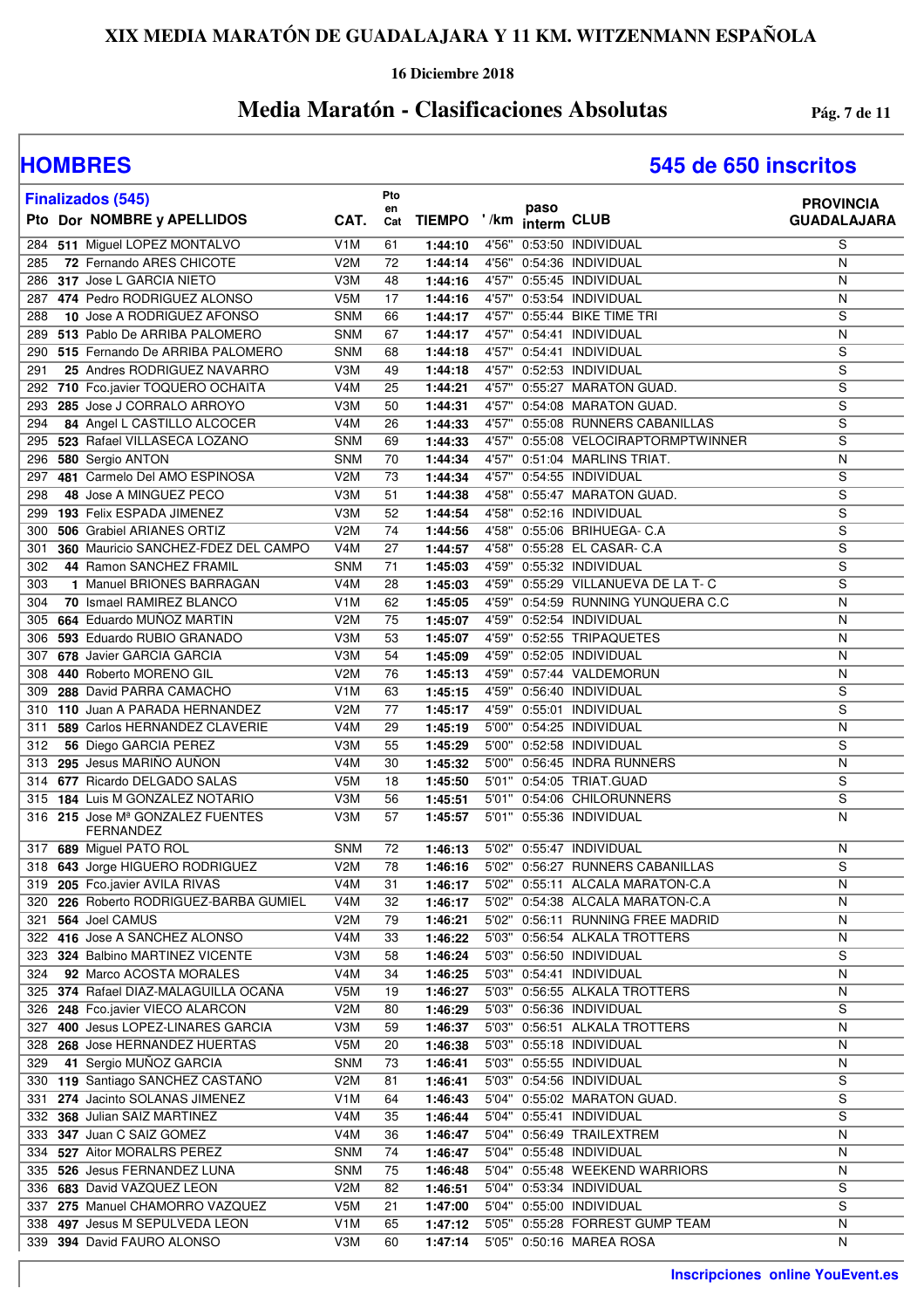# XIX MEDIA MARATÓN DE GUADALAJARA Y 11 KM. WITZENMANN ESPAÑOLA

**16 Diciembre 2018**

## Media Maratón - Clasificaciones Absolutas

## HOMBRES

**545 de 650 inscritos**

**Finalizados (545)**

| Pto | Dor | NOMBRE y APELLIDOS | CAT. | Pto en Cat | TIEMPO | '/km | paso interm | CLUB | PROVINCIA GUADALAJARA |
|---|---|---|---|---|---|---|---|---|---|
| 284 | 511 | Miguel LOPEZ MONTALVO | V1M | 61 | 1:44:10 | 4'56" | 0:53:50 | INDIVIDUAL | S |
| 285 | 72 | Fernando ARES CHICOTE | V2M | 72 | 1:44:14 | 4'56" | 0:54:36 | INDIVIDUAL | N |
| 286 | 317 | Jose L GARCIA NIETO | V3M | 48 | 1:44:16 | 4'57" | 0:55:45 | INDIVIDUAL | N |
| 287 | 474 | Pedro RODRIGUEZ ALONSO | V5M | 17 | 1:44:16 | 4'57" | 0:53:54 | INDIVIDUAL | N |
| 288 | 10 | Jose A RODRIGUEZ AFONSO | SNM | 66 | 1:44:17 | 4'57" | 0:55:44 | BIKE TIME TRI | S |
| 289 | 513 | Pablo De ARRIBA PALOMERO | SNM | 67 | 1:44:17 | 4'57" | 0:54:41 | INDIVIDUAL | N |
| 290 | 515 | Fernando De ARRIBA PALOMERO | SNM | 68 | 1:44:18 | 4'57" | 0:54:41 | INDIVIDUAL | S |
| 291 | 25 | Andres RODRIGUEZ NAVARRO | V3M | 49 | 1:44:18 | 4'57" | 0:52:53 | INDIVIDUAL | S |
| 292 | 710 | Fco.javier TOQUERO OCHAITA | V4M | 25 | 1:44:21 | 4'57" | 0:55:27 | MARATON GUAD. | S |
| 293 | 285 | Jose J CORRALO ARROYO | V3M | 50 | 1:44:31 | 4'57" | 0:54:08 | MARATON GUAD. | S |
| 294 | 84 | Angel L CASTILLO ALCOCER | V4M | 26 | 1:44:33 | 4'57" | 0:55:08 | RUNNERS CABANILLAS | S |
| 295 | 523 | Rafael VILLASECA LOZANO | SNM | 69 | 1:44:33 | 4'57" | 0:55:08 | VELOCIRAPTORMPTWINNER | S |
| 296 | 580 | Sergio ANTON | SNM | 70 | 1:44:34 | 4'57" | 0:51:04 | MARLINS TRIAT. | N |
| 297 | 481 | Carmelo Del AMO ESPINOSA | V2M | 73 | 1:44:34 | 4'57" | 0:54:55 | INDIVIDUAL | S |
| 298 | 48 | Jose A MINGUEZ PECO | V3M | 51 | 1:44:38 | 4'58" | 0:55:47 | MARATON GUAD. | S |
| 299 | 193 | Felix ESPADA JIMENEZ | V3M | 52 | 1:44:54 | 4'58" | 0:52:16 | INDIVIDUAL | S |
| 300 | 506 | Grabiel ARIANES ORTIZ | V2M | 74 | 1:44:56 | 4'58" | 0:55:06 | BRIHUEGA- C.A | S |
| 301 | 360 | Mauricio SANCHEZ-FDEZ DEL CAMPO | V4M | 27 | 1:44:57 | 4'58" | 0:55:28 | EL CASAR- C.A | S |
| 302 | 44 | Ramon SANCHEZ FRAMIL | SNM | 71 | 1:45:03 | 4'59" | 0:55:32 | INDIVIDUAL | S |
| 303 | 1 | Manuel BRIONES BARRAGAN | V4M | 28 | 1:45:03 | 4'59" | 0:55:29 | VILLANUEVA DE LA T- C | S |
| 304 | 70 | Ismael RAMIREZ BLANCO | V1M | 62 | 1:45:05 | 4'59" | 0:54:59 | RUNNING YUNQUERA C.C | N |
| 305 | 664 | Eduardo MUÑOZ MARTIN | V2M | 75 | 1:45:07 | 4'59" | 0:52:54 | INDIVIDUAL | N |
| 306 | 593 | Eduardo RUBIO GRANADO | V3M | 53 | 1:45:07 | 4'59" | 0:52:55 | TRIPAQUETES | N |
| 307 | 678 | Javier GARCIA GARCIA | V3M | 54 | 1:45:09 | 4'59" | 0:52:05 | INDIVIDUAL | N |
| 308 | 440 | Roberto MORENO GIL | V2M | 76 | 1:45:13 | 4'59" | 0:57:44 | VALDEMORUN | N |
| 309 | 288 | David PARRA CAMACHO | V1M | 63 | 1:45:15 | 4'59" | 0:56:40 | INDIVIDUAL | S |
| 310 | 110 | Juan A PARADA HERNANDEZ | V2M | 77 | 1:45:17 | 4'59" | 0:55:01 | INDIVIDUAL | S |
| 311 | 589 | Carlos HERNANDEZ CLAVERIE | V4M | 29 | 1:45:19 | 5'00" | 0:54:25 | INDIVIDUAL | N |
| 312 | 56 | Diego GARCIA PEREZ | V3M | 55 | 1:45:29 | 5'00" | 0:52:58 | INDIVIDUAL | S |
| 313 | 295 | Jesus MARIÑO AUÑON | V4M | 30 | 1:45:32 | 5'00" | 0:56:45 | INDRA RUNNERS | N |
| 314 | 677 | Ricardo DELGADO SALAS | V5M | 18 | 1:45:50 | 5'01" | 0:54:05 | TRIAT.GUAD | S |
| 315 | 184 | Luis M GONZALEZ NOTARIO | V3M | 56 | 1:45:51 | 5'01" | 0:54:06 | CHILORUNNERS | S |
| 316 | 215 | Jose Mª GONZALEZ FUENTES FERNANDEZ | V3M | 57 | 1:45:57 | 5'01" | 0:55:36 | INDIVIDUAL | N |
| 317 | 689 | Miguel PATO ROL | SNM | 72 | 1:46:13 | 5'02" | 0:55:47 | INDIVIDUAL | N |
| 318 | 643 | Jorge HIGUERO RODRIGUEZ | V2M | 78 | 1:46:16 | 5'02" | 0:56:27 | RUNNERS CABANILLAS | S |
| 319 | 205 | Fco.javier AVILA RIVAS | V4M | 31 | 1:46:17 | 5'02" | 0:55:11 | ALCALA MARATON-C.A | N |
| 320 | 226 | Roberto RODRIGUEZ-BARBA GUMIEL | V4M | 32 | 1:46:17 | 5'02" | 0:54:38 | ALCALA MARATON-C.A | N |
| 321 | 564 | Joel CAMUS | V2M | 79 | 1:46:21 | 5'02" | 0:56:11 | RUNNING FREE MADRID | N |
| 322 | 416 | Jose A SANCHEZ ALONSO | V4M | 33 | 1:46:22 | 5'03" | 0:56:54 | ALKALA TROTTERS | N |
| 323 | 324 | Balbino MARTINEZ VICENTE | V3M | 58 | 1:46:24 | 5'03" | 0:56:50 | INDIVIDUAL | S |
| 324 | 92 | Marco ACOSTA MORALES | V4M | 34 | 1:46:25 | 5'03" | 0:54:41 | INDIVIDUAL | N |
| 325 | 374 | Rafael DIAZ-MALAGUILLA OCAÑA | V5M | 19 | 1:46:27 | 5'03" | 0:56:55 | ALKALA TROTTERS | N |
| 326 | 248 | Fco.javier VIECO ALARCON | V2M | 80 | 1:46:29 | 5'03" | 0:56:36 | INDIVIDUAL | S |
| 327 | 400 | Jesus LOPEZ-LINARES GARCIA | V3M | 59 | 1:46:37 | 5'03" | 0:56:51 | ALKALA TROTTERS | N |
| 328 | 268 | Jose HERNANDEZ HUERTAS | V5M | 20 | 1:46:38 | 5'03" | 0:55:18 | INDIVIDUAL | N |
| 329 | 41 | Sergio MUÑOZ GARCIA | SNM | 73 | 1:46:41 | 5'03" | 0:55:55 | INDIVIDUAL | N |
| 330 | 119 | Santiago SANCHEZ CASTAÑO | V2M | 81 | 1:46:41 | 5'03" | 0:54:56 | INDIVIDUAL | S |
| 331 | 274 | Jacinto SOLANAS JIMENEZ | V1M | 64 | 1:46:43 | 5'04" | 0:55:02 | MARATON GUAD. | S |
| 332 | 368 | Julian SAIZ MARTINEZ | V4M | 35 | 1:46:44 | 5'04" | 0:55:41 | INDIVIDUAL | S |
| 333 | 347 | Juan C SAIZ GOMEZ | V4M | 36 | 1:46:47 | 5'04" | 0:56:49 | TRAILEXTREM | N |
| 334 | 527 | Aitor MORALRS PEREZ | SNM | 74 | 1:46:47 | 5'04" | 0:55:48 | INDIVIDUAL | N |
| 335 | 526 | Jesus FERNANDEZ LUNA | SNM | 75 | 1:46:48 | 5'04" | 0:55:48 | WEEKEND WARRIORS | N |
| 336 | 683 | David VAZQUEZ LEON | V2M | 82 | 1:46:51 | 5'04" | 0:53:34 | INDIVIDUAL | S |
| 337 | 275 | Manuel CHAMORRO VAZQUEZ | V5M | 21 | 1:47:00 | 5'04" | 0:55:00 | INDIVIDUAL | S |
| 338 | 497 | Jesus M SEPULVEDA LEON | V1M | 65 | 1:47:12 | 5'05" | 0:55:28 | FORREST GUMP TEAM | N |
| 339 | 394 | David FAURO ALONSO | V3M | 60 | 1:47:14 | 5'05" | 0:50:16 | MAREA ROSA | N |

**Inscripciones online YouEvent.es**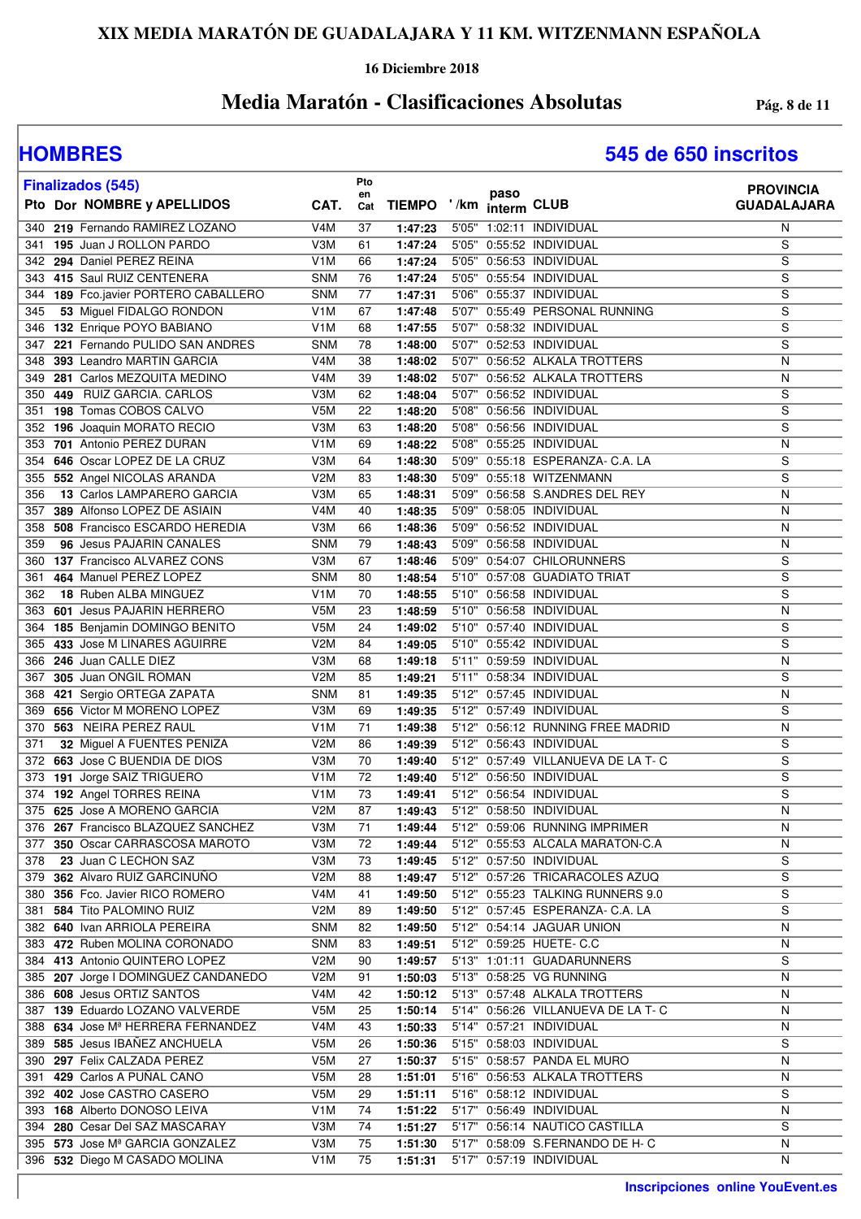# XIX MEDIA MARATÓN DE GUADALAJARA Y 11 KM. WITZENMANN ESPAÑOLA

**16 Diciembre 2018**

## Media Maratón - Clasificaciones Absolutas

## HOMBRES

**545 de 650 inscritos**

**Finalizados (545)**

| Pto | Dor | NOMBRE y APELLIDOS | CAT. | Pto en Cat | TIEMPO | '/km | paso interm | CLUB | PROVINCIA GUADALAJARA |
|---|---|---|---|---|---|---|---|---|---|
| 340 | 219 | Fernando RAMIREZ LOZANO | V4M | 37 | 1:47:23 | 5'05" | 1:02:11 | INDIVIDUAL | N |
| 341 | 195 | Juan J ROLLON PARDO | V3M | 61 | 1:47:24 | 5'05" | 0:55:52 | INDIVIDUAL | S |
| 342 | 294 | Daniel PEREZ REINA | V1M | 66 | 1:47:24 | 5'05" | 0:56:53 | INDIVIDUAL | S |
| 343 | 415 | Saul RUIZ CENTENERA | SNM | 76 | 1:47:24 | 5'05" | 0:55:54 | INDIVIDUAL | S |
| 344 | 189 | Fco.javier PORTERO CABALLERO | SNM | 77 | 1:47:31 | 5'06" | 0:55:37 | INDIVIDUAL | S |
| 345 | 53 | Miguel FIDALGO RONDON | V1M | 67 | 1:47:48 | 5'07" | 0:55:49 | PERSONAL RUNNING | S |
| 346 | 132 | Enrique POYO BABIANO | V1M | 68 | 1:47:55 | 5'07" | 0:58:32 | INDIVIDUAL | S |
| 347 | 221 | Fernando PULIDO SAN ANDRES | SNM | 78 | 1:48:00 | 5'07" | 0:52:53 | INDIVIDUAL | S |
| 348 | 393 | Leandro MARTIN GARCIA | V4M | 38 | 1:48:02 | 5'07" | 0:56:52 | ALKALA TROTTERS | N |
| 349 | 281 | Carlos MEZQUITA MEDINO | V4M | 39 | 1:48:02 | 5'07" | 0:56:52 | ALKALA TROTTERS | N |
| 350 | 449 | RUIZ GARCIA. CARLOS | V3M | 62 | 1:48:04 | 5'07" | 0:56:52 | INDIVIDUAL | S |
| 351 | 198 | Tomas COBOS CALVO | V5M | 22 | 1:48:20 | 5'08" | 0:56:56 | INDIVIDUAL | S |
| 352 | 196 | Joaquin MORATO RECIO | V3M | 63 | 1:48:20 | 5'08" | 0:56:56 | INDIVIDUAL | S |
| 353 | 701 | Antonio PEREZ DURAN | V1M | 69 | 1:48:22 | 5'08" | 0:55:25 | INDIVIDUAL | N |
| 354 | 646 | Oscar LOPEZ DE LA CRUZ | V3M | 64 | 1:48:30 | 5'09" | 0:55:18 | ESPERANZA- C.A. LA | S |
| 355 | 552 | Angel NICOLAS ARANDA | V2M | 83 | 1:48:30 | 5'09" | 0:55:18 | WITZENMANN | S |
| 356 | 13 | Carlos LAMPARERO GARCIA | V3M | 65 | 1:48:31 | 5'09" | 0:56:58 | S.ANDRES DEL REY | N |
| 357 | 389 | Alfonso LOPEZ DE ASIAIN | V4M | 40 | 1:48:35 | 5'09" | 0:58:05 | INDIVIDUAL | N |
| 358 | 508 | Francisco ESCARDO HEREDIA | V3M | 66 | 1:48:36 | 5'09" | 0:56:52 | INDIVIDUAL | N |
| 359 | 96 | Jesus PAJARIN CANALES | SNM | 79 | 1:48:43 | 5'09" | 0:56:58 | INDIVIDUAL | N |
| 360 | 137 | Francisco ALVAREZ CONS | V3M | 67 | 1:48:46 | 5'09" | 0:54:07 | CHILORUNNERS | S |
| 361 | 464 | Manuel PEREZ LOPEZ | SNM | 80 | 1:48:54 | 5'10" | 0:57:08 | GUADIATO TRIAT | S |
| 362 | 18 | Ruben ALBA MINGUEZ | V1M | 70 | 1:48:55 | 5'10" | 0:56:58 | INDIVIDUAL | S |
| 363 | 601 | Jesus PAJARIN HERRERO | V5M | 23 | 1:48:59 | 5'10" | 0:56:58 | INDIVIDUAL | N |
| 364 | 185 | Benjamin DOMINGO BENITO | V5M | 24 | 1:49:02 | 5'10" | 0:57:40 | INDIVIDUAL | S |
| 365 | 433 | Jose M LINARES AGUIRRE | V2M | 84 | 1:49:05 | 5'10" | 0:55:42 | INDIVIDUAL | S |
| 366 | 246 | Juan CALLE DIEZ | V3M | 68 | 1:49:18 | 5'11" | 0:59:59 | INDIVIDUAL | N |
| 367 | 305 | Juan ONGIL ROMAN | V2M | 85 | 1:49:21 | 5'11" | 0:58:34 | INDIVIDUAL | S |
| 368 | 421 | Sergio ORTEGA ZAPATA | SNM | 81 | 1:49:35 | 5'12" | 0:57:45 | INDIVIDUAL | N |
| 369 | 656 | Victor M MORENO LOPEZ | V3M | 69 | 1:49:35 | 5'12" | 0:57:49 | INDIVIDUAL | S |
| 370 | 563 | NEIRA PEREZ RAUL | V1M | 71 | 1:49:38 | 5'12" | 0:56:12 | RUNNING FREE MADRID | N |
| 371 | 32 | Miguel A FUENTES PENIZA | V2M | 86 | 1:49:39 | 5'12" | 0:56:43 | INDIVIDUAL | S |
| 372 | 663 | Jose C BUENDIA DE DIOS | V3M | 70 | 1:49:40 | 5'12" | 0:57:49 | VILLANUEVA DE LA T- C | S |
| 373 | 191 | Jorge SAIZ TRIGUERO | V1M | 72 | 1:49:40 | 5'12" | 0:56:50 | INDIVIDUAL | S |
| 374 | 192 | Angel TORRES REINA | V1M | 73 | 1:49:41 | 5'12" | 0:56:54 | INDIVIDUAL | S |
| 375 | 625 | Jose A MORENO GARCIA | V2M | 87 | 1:49:43 | 5'12" | 0:58:50 | INDIVIDUAL | N |
| 376 | 267 | Francisco BLAZQUEZ SANCHEZ | V3M | 71 | 1:49:44 | 5'12" | 0:59:06 | RUNNING IMPRIMER | N |
| 377 | 350 | Oscar CARRASCOSA MAROTO | V3M | 72 | 1:49:44 | 5'12" | 0:55:53 | ALCALA MARATON-C.A | N |
| 378 | 23 | Juan C LECHON SAZ | V3M | 73 | 1:49:45 | 5'12" | 0:57:50 | INDIVIDUAL | S |
| 379 | 362 | Alvaro RUIZ GARCINUÑO | V2M | 88 | 1:49:47 | 5'12" | 0:57:26 | TRICARACOLES AZUQ | S |
| 380 | 356 | Fco. Javier RICO ROMERO | V4M | 41 | 1:49:50 | 5'12" | 0:55:23 | TALKING RUNNERS 9.0 | S |
| 381 | 584 | Tito PALOMINO RUIZ | V2M | 89 | 1:49:50 | 5'12" | 0:57:45 | ESPERANZA- C.A. LA | S |
| 382 | 640 | Ivan ARRIOLA PEREIRA | SNM | 82 | 1:49:50 | 5'12" | 0:54:14 | JAGUAR UNION | N |
| 383 | 472 | Ruben MOLINA CORONADO | SNM | 83 | 1:49:51 | 5'12" | 0:59:25 | HUETE- C.C | N |
| 384 | 413 | Antonio QUINTERO LOPEZ | V2M | 90 | 1:49:57 | 5'13" | 1:01:11 | GUADARUNNERS | S |
| 385 | 207 | Jorge I DOMINGUEZ CANDANEDO | V2M | 91 | 1:50:03 | 5'13" | 0:58:25 | VG RUNNING | N |
| 386 | 608 | Jesus ORTIZ SANTOS | V4M | 42 | 1:50:12 | 5'13" | 0:57:48 | ALKALA TROTTERS | N |
| 387 | 139 | Eduardo LOZANO VALVERDE | V5M | 25 | 1:50:14 | 5'14" | 0:56:26 | VILLANUEVA DE LA T- C | N |
| 388 | 634 | Jose Mª HERRERA FERNANDEZ | V4M | 43 | 1:50:33 | 5'14" | 0:57:21 | INDIVIDUAL | N |
| 389 | 585 | Jesus IBAÑEZ ANCHUELA | V5M | 26 | 1:50:36 | 5'15" | 0:58:03 | INDIVIDUAL | S |
| 390 | 297 | Felix CALZADA PEREZ | V5M | 27 | 1:50:37 | 5'15" | 0:58:57 | PANDA EL MURO | N |
| 391 | 429 | Carlos A PUÑAL CANO | V5M | 28 | 1:51:01 | 5'16" | 0:56:53 | ALKALA TROTTERS | N |
| 392 | 402 | Jose CASTRO CASERO | V5M | 29 | 1:51:11 | 5'16" | 0:58:12 | INDIVIDUAL | S |
| 393 | 168 | Alberto DONOSO LEIVA | V1M | 74 | 1:51:22 | 5'17" | 0:56:49 | INDIVIDUAL | N |
| 394 | 280 | Cesar Del SAZ MASCARAY | V3M | 74 | 1:51:27 | 5'17" | 0:56:14 | NAUTICO CASTILLA | S |
| 395 | 573 | Jose Mª GARCIA GONZALEZ | V3M | 75 | 1:51:30 | 5'17" | 0:58:09 | S.FERNANDO DE H- C | N |
| 396 | 532 | Diego M CASADO MOLINA | V1M | 75 | 1:51:31 | 5'17" | 0:57:19 | INDIVIDUAL | N |

**Inscripciones online YouEvent.es**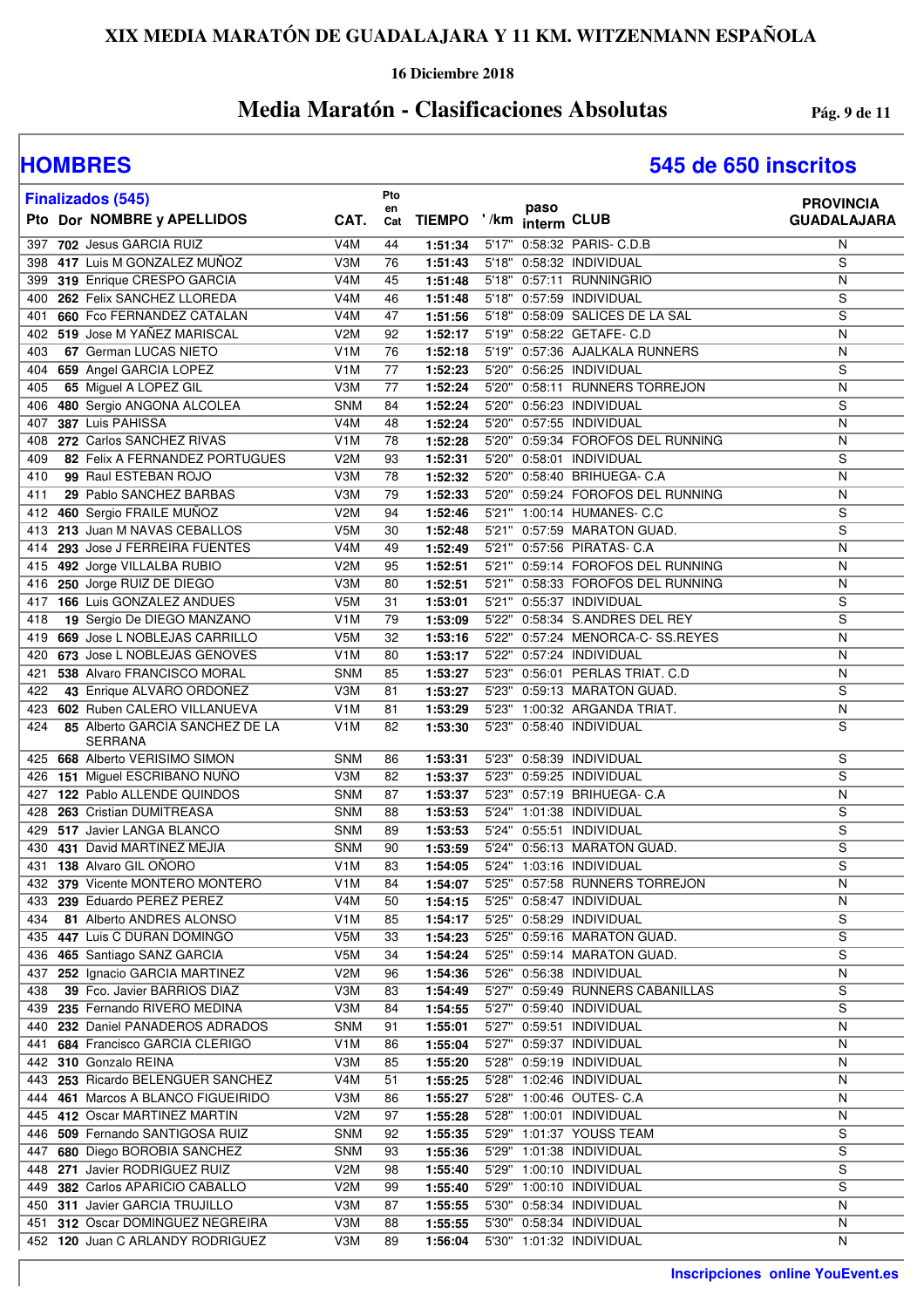# XIX MEDIA MARATÓN DE GUADALAJARA Y 11 KM. WITZENMANN ESPAÑOLA

**16 Diciembre 2018**

## Media Maratón - Clasificaciones Absolutas

## HOMBRES

## 545 de 650 inscritos

**Finalizados (545)**

| Pto | Dor | NOMBRE y APELLIDOS | CAT. | Pto en Cat | TIEMPO | '/km | paso interm | CLUB | PROVINCIA GUADALAJARA |
|---|---|---|---|---|---|---|---|---|---|
| 397 | 702 | Jesus GARCIA RUIZ | V4M | 44 | 1:51:34 | 5'17" | 0:58:32 | PARIS- C.D.B | N |
| 398 | 417 | Luis M GONZALEZ MUÑOZ | V3M | 76 | 1:51:43 | 5'18" | 0:58:32 | INDIVIDUAL | S |
| 399 | 319 | Enrique CRESPO GARCIA | V4M | 45 | 1:51:48 | 5'18" | 0:57:11 | RUNNINGRIO | N |
| 400 | 262 | Felix SANCHEZ LLOREDA | V4M | 46 | 1:51:48 | 5'18" | 0:57:59 | INDIVIDUAL | S |
| 401 | 660 | Fco FERNANDEZ CATALAN | V4M | 47 | 1:51:56 | 5'18" | 0:58:09 | SALICES DE LA SAL | S |
| 402 | 519 | Jose M YAÑEZ MARISCAL | V2M | 92 | 1:52:17 | 5'19" | 0:58:22 | GETAFE- C.D | N |
| 403 | 67 | German LUCAS NIETO | V1M | 76 | 1:52:18 | 5'19" | 0:57:36 | AJALKALA RUNNERS | N |
| 404 | 659 | Angel GARCIA LOPEZ | V1M | 77 | 1:52:23 | 5'20" | 0:56:25 | INDIVIDUAL | S |
| 405 | 65 | Miguel A LOPEZ GIL | V3M | 77 | 1:52:24 | 5'20" | 0:58:11 | RUNNERS TORREJON | N |
| 406 | 480 | Sergio ANGONA ALCOLEA | SNM | 84 | 1:52:24 | 5'20" | 0:56:23 | INDIVIDUAL | S |
| 407 | 387 | Luis PAHISSA | V4M | 48 | 1:52:24 | 5'20" | 0:57:55 | INDIVIDUAL | N |
| 408 | 272 | Carlos SANCHEZ RIVAS | V1M | 78 | 1:52:28 | 5'20" | 0:59:34 | FOROFOS DEL RUNNING | N |
| 409 | 82 | Felix A FERNANDEZ PORTUGUES | V2M | 93 | 1:52:31 | 5'20" | 0:58:01 | INDIVIDUAL | S |
| 410 | 99 | Raul ESTEBAN ROJO | V3M | 78 | 1:52:32 | 5'20" | 0:58:40 | BRIHUEGA- C.A | N |
| 411 | 29 | Pablo SANCHEZ BARBAS | V3M | 79 | 1:52:33 | 5'20" | 0:59:24 | FOROFOS DEL RUNNING | N |
| 412 | 460 | Sergio FRAILE MUÑOZ | V2M | 94 | 1:52:46 | 5'21" | 1:00:14 | HUMANES- C.C | S |
| 413 | 213 | Juan M NAVAS CEBALLOS | V5M | 30 | 1:52:48 | 5'21" | 0:57:59 | MARATON GUAD. | S |
| 414 | 293 | Jose J FERREIRA FUENTES | V4M | 49 | 1:52:49 | 5'21" | 0:57:56 | PIRATAS- C.A | N |
| 415 | 492 | Jorge VILLALBA RUBIO | V2M | 95 | 1:52:51 | 5'21" | 0:59:14 | FOROFOS DEL RUNNING | N |
| 416 | 250 | Jorge RUIZ DE DIEGO | V3M | 80 | 1:52:51 | 5'21" | 0:58:33 | FOROFOS DEL RUNNING | N |
| 417 | 166 | Luis GONZALEZ ANDUES | V5M | 31 | 1:53:01 | 5'21" | 0:55:37 | INDIVIDUAL | S |
| 418 | 19 | Sergio De DIEGO MANZANO | V1M | 79 | 1:53:09 | 5'22" | 0:58:34 | S.ANDRES DEL REY | S |
| 419 | 669 | Jose L NOBLEJAS CARRILLO | V5M | 32 | 1:53:16 | 5'22" | 0:57:24 | MENORCA-C- SS.REYES | N |
| 420 | 673 | Jose L NOBLEJAS GENOVES | V1M | 80 | 1:53:17 | 5'22" | 0:57:24 | INDIVIDUAL | N |
| 421 | 538 | Alvaro FRANCISCO MORAL | SNM | 85 | 1:53:27 | 5'23" | 0:56:01 | PERLAS TRIAT. C.D | N |
| 422 | 43 | Enrique ALVARO ORDOÑEZ | V3M | 81 | 1:53:27 | 5'23" | 0:59:13 | MARATON GUAD. | S |
| 423 | 602 | Ruben CALERO VILLANUEVA | V1M | 81 | 1:53:29 | 5'23" | 1:00:32 | ARGANDA TRIAT. | N |
| 424 | 85 | Alberto GARCIA SANCHEZ DE LA SERRANA | V1M | 82 | 1:53:30 | 5'23" | 0:58:40 | INDIVIDUAL | S |
| 425 | 668 | Alberto VERISIMO SIMON | SNM | 86 | 1:53:31 | 5'23" | 0:58:39 | INDIVIDUAL | S |
| 426 | 151 | Miguel ESCRIBANO NUÑO | V3M | 82 | 1:53:37 | 5'23" | 0:59:25 | INDIVIDUAL | S |
| 427 | 122 | Pablo ALLENDE QUINDOS | SNM | 87 | 1:53:37 | 5'23" | 0:57:19 | BRIHUEGA- C.A | N |
| 428 | 263 | Cristian DUMITREASA | SNM | 88 | 1:53:53 | 5'24" | 1:01:38 | INDIVIDUAL | S |
| 429 | 517 | Javier LANGA BLANCO | SNM | 89 | 1:53:53 | 5'24" | 0:55:51 | INDIVIDUAL | S |
| 430 | 431 | David MARTINEZ MEJIA | SNM | 90 | 1:53:59 | 5'24" | 0:56:13 | MARATON GUAD. | S |
| 431 | 138 | Alvaro GIL OÑORO | V1M | 83 | 1:54:05 | 5'24" | 1:03:16 | INDIVIDUAL | S |
| 432 | 379 | Vicente MONTERO MONTERO | V1M | 84 | 1:54:07 | 5'25" | 0:57:58 | RUNNERS TORREJON | N |
| 433 | 239 | Eduardo PEREZ PEREZ | V4M | 50 | 1:54:15 | 5'25" | 0:58:47 | INDIVIDUAL | N |
| 434 | 81 | Alberto ANDRES ALONSO | V1M | 85 | 1:54:17 | 5'25" | 0:58:29 | INDIVIDUAL | S |
| 435 | 447 | Luis C DURAN DOMINGO | V5M | 33 | 1:54:23 | 5'25" | 0:59:16 | MARATON GUAD. | S |
| 436 | 465 | Santiago SANZ GARCIA | V5M | 34 | 1:54:24 | 5'25" | 0:59:14 | MARATON GUAD. | S |
| 437 | 252 | Ignacio GARCIA MARTINEZ | V2M | 96 | 1:54:36 | 5'26" | 0:56:38 | INDIVIDUAL | N |
| 438 | 39 | Fco. Javier BARRIOS DIAZ | V3M | 83 | 1:54:49 | 5'27" | 0:59:49 | RUNNERS CABANILLAS | S |
| 439 | 235 | Fernando RIVERO MEDINA | V3M | 84 | 1:54:55 | 5'27" | 0:59:40 | INDIVIDUAL | S |
| 440 | 232 | Daniel PANADEROS ADRADOS | SNM | 91 | 1:55:01 | 5'27" | 0:59:51 | INDIVIDUAL | N |
| 441 | 684 | Francisco GARCIA CLERIGO | V1M | 86 | 1:55:04 | 5'27" | 0:59:37 | INDIVIDUAL | N |
| 442 | 310 | Gonzalo REINA | V3M | 85 | 1:55:20 | 5'28" | 0:59:19 | INDIVIDUAL | N |
| 443 | 253 | Ricardo BELENGUER SANCHEZ | V4M | 51 | 1:55:25 | 5'28" | 1:02:46 | INDIVIDUAL | N |
| 444 | 461 | Marcos A BLANCO FIGUEIRIDO | V3M | 86 | 1:55:27 | 5'28" | 1:00:46 | OUTES- C.A | N |
| 445 | 412 | Oscar MARTINEZ MARTIN | V2M | 97 | 1:55:28 | 5'28" | 1:00:01 | INDIVIDUAL | N |
| 446 | 509 | Fernando SANTIGOSA RUIZ | SNM | 92 | 1:55:35 | 5'29" | 1:01:37 | YOUSS TEAM | S |
| 447 | 680 | Diego BOROBIA SANCHEZ | SNM | 93 | 1:55:36 | 5'29" | 1:01:38 | INDIVIDUAL | S |
| 448 | 271 | Javier RODRIGUEZ RUIZ | V2M | 98 | 1:55:40 | 5'29" | 1:00:10 | INDIVIDUAL | S |
| 449 | 382 | Carlos APARICIO CABALLO | V2M | 99 | 1:55:40 | 5'29" | 1:00:10 | INDIVIDUAL | S |
| 450 | 311 | Javier GARCIA TRUJILLO | V3M | 87 | 1:55:55 | 5'30" | 0:58:34 | INDIVIDUAL | N |
| 451 | 312 | Oscar DOMINGUEZ NEGREIRA | V3M | 88 | 1:55:55 | 5'30" | 0:58:34 | INDIVIDUAL | N |
| 452 | 120 | Juan C ARLANDY RODRIGUEZ | V3M | 89 | 1:56:04 | 5'30" | 1:01:32 | INDIVIDUAL | N |

**Inscripciones online YouEvent.es**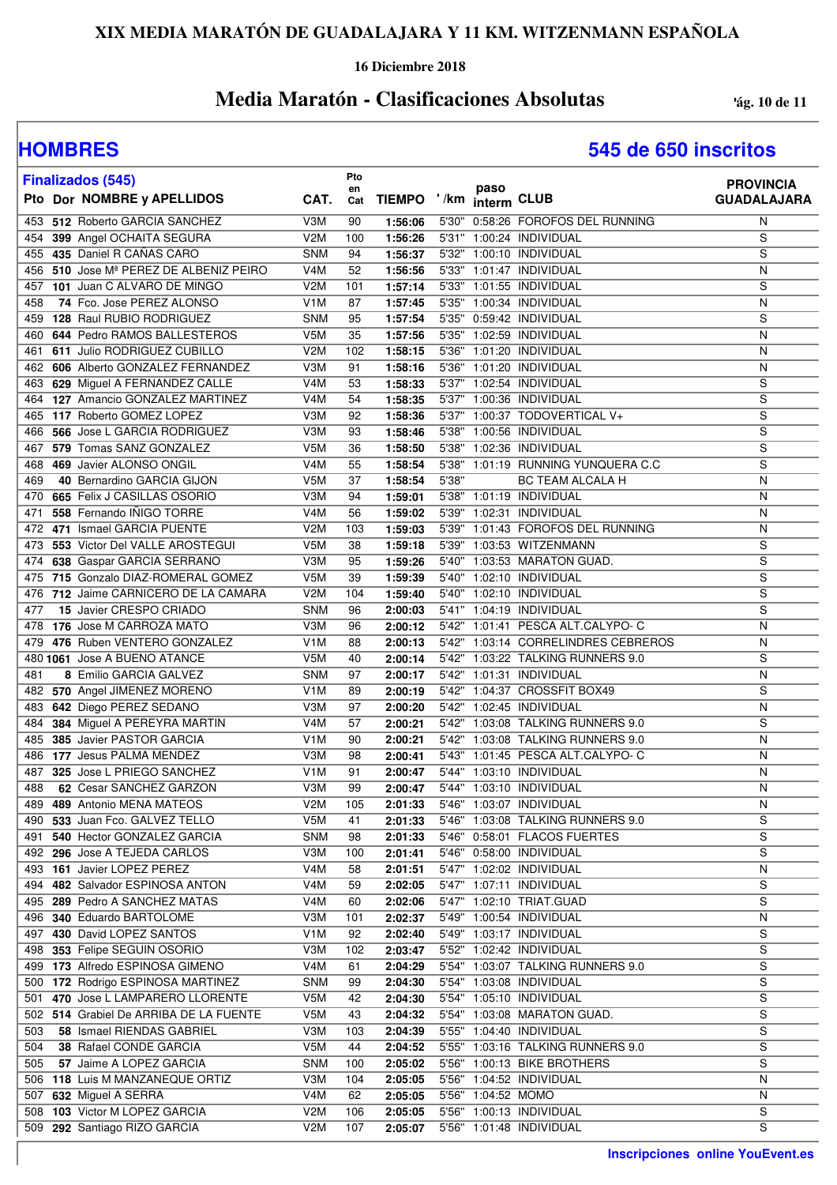# XIX MEDIA MARATÓN DE GUADALAJARA Y 11 KM. WITZENMANN ESPAÑOLA

**16 Diciembre 2018**

## Media Maratón - Clasificaciones Absolutas

## HOMBRES

**545 de 650 inscritos**

**Finalizados (545)**

| Pto | Dor | NOMBRE y APELLIDOS | CAT. | Pto en Cat | TIEMPO | '/km | paso interm | CLUB | PROVINCIA GUADALAJARA |
|---|---|---|---|---|---|---|---|---|---|
| 453 | 512 | Roberto GARCIA SANCHEZ | V3M | 90 | 1:56:06 | 5'30" | 0:58:26 | FOROFOS DEL RUNNING | N |
| 454 | 399 | Angel OCHAITA SEGURA | V2M | 100 | 1:56:26 | 5'31" | 1:00:24 | INDIVIDUAL | S |
| 455 | 435 | Daniel R CAÑAS CARO | SNM | 94 | 1:56:37 | 5'32" | 1:00:10 | INDIVIDUAL | S |
| 456 | 510 | Jose Mª PEREZ DE ALBENIZ PEIRO | V4M | 52 | 1:56:56 | 5'33" | 1:01:47 | INDIVIDUAL | N |
| 457 | 101 | Juan C ALVARO DE MINGO | V2M | 101 | 1:57:14 | 5'33" | 1:01:55 | INDIVIDUAL | S |
| 458 | 74 | Fco. Jose PEREZ ALONSO | V1M | 87 | 1:57:45 | 5'35" | 1:00:34 | INDIVIDUAL | N |
| 459 | 128 | Raul RUBIO RODRIGUEZ | SNM | 95 | 1:57:54 | 5'35" | 0:59:42 | INDIVIDUAL | S |
| 460 | 644 | Pedro RAMOS BALLESTEROS | V5M | 35 | 1:57:56 | 5'35" | 1:02:59 | INDIVIDUAL | N |
| 461 | 611 | Julio RODRIGUEZ CUBILLO | V2M | 102 | 1:58:15 | 5'36" | 1:01:20 | INDIVIDUAL | N |
| 462 | 606 | Alberto GONZALEZ FERNANDEZ | V3M | 91 | 1:58:16 | 5'36" | 1:01:20 | INDIVIDUAL | N |
| 463 | 629 | Miguel A FERNANDEZ CALLE | V4M | 53 | 1:58:33 | 5'37" | 1:02:54 | INDIVIDUAL | S |
| 464 | 127 | Amancio GONZALEZ MARTINEZ | V4M | 54 | 1:58:35 | 5'37" | 1:00:36 | INDIVIDUAL | S |
| 465 | 117 | Roberto GOMEZ LOPEZ | V3M | 92 | 1:58:36 | 5'37" | 1:00:37 | TODOVERTICAL V+ | S |
| 466 | 566 | Jose L GARCIA RODRIGUEZ | V3M | 93 | 1:58:46 | 5'38" | 1:00:56 | INDIVIDUAL | S |
| 467 | 579 | Tomas SANZ GONZALEZ | V5M | 36 | 1:58:50 | 5'38" | 1:02:36 | INDIVIDUAL | S |
| 468 | 469 | Javier ALONSO ONGIL | V4M | 55 | 1:58:54 | 5'38" | 1:01:19 | RUNNING YUNQUERA C.C | S |
| 469 | 40 | Bernardino GARCIA GIJON | V5M | 37 | 1:58:54 | 5'38" | | BC TEAM ALCALA H | N |
| 470 | 665 | Felix J CASILLAS OSORIO | V3M | 94 | 1:59:01 | 5'38" | 1:01:19 | INDIVIDUAL | N |
| 471 | 558 | Fernando IÑIGO TORRE | V4M | 56 | 1:59:02 | 5'39" | 1:02:31 | INDIVIDUAL | N |
| 472 | 471 | Ismael GARCIA PUENTE | V2M | 103 | 1:59:03 | 5'39" | 1:01:43 | FOROFOS DEL RUNNING | N |
| 473 | 553 | Victor Del VALLE AROSTEGUI | V5M | 38 | 1:59:18 | 5'39" | 1:03:53 | WITZENMANN | S |
| 474 | 638 | Gaspar GARCIA SERRANO | V3M | 95 | 1:59:26 | 5'40" | 1:03:53 | MARATON GUAD. | S |
| 475 | 715 | Gonzalo DIAZ-ROMERAL GOMEZ | V5M | 39 | 1:59:39 | 5'40" | 1:02:10 | INDIVIDUAL | S |
| 476 | 712 | Jaime CARNICERO DE LA CAMARA | V2M | 104 | 1:59:40 | 5'40" | 1:02:10 | INDIVIDUAL | S |
| 477 | 15 | Javier CRESPO CRIADO | SNM | 96 | 2:00:03 | 5'41" | 1:04:19 | INDIVIDUAL | S |
| 478 | 176 | Jose M CARROZA MATO | V3M | 96 | 2:00:12 | 5'42" | 1:01:41 | PESCA ALT.CALYPO- C | N |
| 479 | 476 | Ruben VENTERO GONZALEZ | V1M | 88 | 2:00:13 | 5'42" | 1:03:14 | CORRELINDRES CEBREROS | N |
| 480 | 1061 | Jose A BUENO ATANCE | V5M | 40 | 2:00:14 | 5'42" | 1:03:22 | TALKING RUNNERS 9.0 | S |
| 481 | 8 | Emilio GARCIA GALVEZ | SNM | 97 | 2:00:17 | 5'42" | 1:01:31 | INDIVIDUAL | N |
| 482 | 570 | Angel JIMENEZ MORENO | V1M | 89 | 2:00:19 | 5'42" | 1:04:37 | CROSSFIT BOX49 | S |
| 483 | 642 | Diego PEREZ SEDANO | V3M | 97 | 2:00:20 | 5'42" | 1:02:45 | INDIVIDUAL | N |
| 484 | 384 | Miguel A PEREYRA MARTIN | V4M | 57 | 2:00:21 | 5'42" | 1:03:08 | TALKING RUNNERS 9.0 | S |
| 485 | 385 | Javier PASTOR GARCIA | V1M | 90 | 2:00:21 | 5'42" | 1:03:08 | TALKING RUNNERS 9.0 | N |
| 486 | 177 | Jesus PALMA MENDEZ | V3M | 98 | 2:00:41 | 5'43" | 1:01:45 | PESCA ALT.CALYPO- C | N |
| 487 | 325 | Jose L PRIEGO SANCHEZ | V1M | 91 | 2:00:47 | 5'44" | 1:03:10 | INDIVIDUAL | N |
| 488 | 62 | Cesar SANCHEZ GARZON | V3M | 99 | 2:00:47 | 5'44" | 1:03:10 | INDIVIDUAL | N |
| 489 | 489 | Antonio MENA MATEOS | V2M | 105 | 2:01:33 | 5'46" | 1:03:07 | INDIVIDUAL | N |
| 490 | 533 | Juan Fco. GALVEZ TELLO | V5M | 41 | 2:01:33 | 5'46" | 1:03:08 | TALKING RUNNERS 9.0 | S |
| 491 | 540 | Hector GONZALEZ GARCIA | SNM | 98 | 2:01:33 | 5'46" | 0:58:01 | FLACOS FUERTES | S |
| 492 | 296 | Jose A TEJEDA CARLOS | V3M | 100 | 2:01:41 | 5'46" | 0:58:00 | INDIVIDUAL | S |
| 493 | 161 | Javier LOPEZ PEREZ | V4M | 58 | 2:01:51 | 5'47" | 1:02:02 | INDIVIDUAL | N |
| 494 | 482 | Salvador ESPINOSA ANTON | V4M | 59 | 2:02:05 | 5'47" | 1:07:11 | INDIVIDUAL | S |
| 495 | 289 | Pedro A SANCHEZ MATAS | V4M | 60 | 2:02:06 | 5'47" | 1:02:10 | TRIAT.GUAD | S |
| 496 | 340 | Eduardo BARTOLOME | V3M | 101 | 2:02:37 | 5'49" | 1:00:54 | INDIVIDUAL | N |
| 497 | 430 | David LOPEZ SANTOS | V1M | 92 | 2:02:40 | 5'49" | 1:03:17 | INDIVIDUAL | S |
| 498 | 353 | Felipe SEGUIN OSORIO | V3M | 102 | 2:03:47 | 5'52" | 1:02:42 | INDIVIDUAL | S |
| 499 | 173 | Alfredo ESPINOSA GIMENO | V4M | 61 | 2:04:29 | 5'54" | 1:03:07 | TALKING RUNNERS 9.0 | S |
| 500 | 172 | Rodrigo ESPINOSA MARTINEZ | SNM | 99 | 2:04:30 | 5'54" | 1:03:08 | INDIVIDUAL | S |
| 501 | 470 | Jose L LAMPARERO LLORENTE | V5M | 42 | 2:04:30 | 5'54" | 1:05:10 | INDIVIDUAL | S |
| 502 | 514 | Grabiel De ARRIBA DE LA FUENTE | V5M | 43 | 2:04:32 | 5'54" | 1:03:08 | MARATON GUAD. | S |
| 503 | 58 | Ismael RIENDAS GABRIEL | V3M | 103 | 2:04:39 | 5'55" | 1:04:40 | INDIVIDUAL | S |
| 504 | 38 | Rafael CONDE GARCIA | V5M | 44 | 2:04:52 | 5'55" | 1:03:16 | TALKING RUNNERS 9.0 | S |
| 505 | 57 | Jaime A LOPEZ GARCIA | SNM | 100 | 2:05:02 | 5'56" | 1:00:13 | BIKE BROTHERS | S |
| 506 | 118 | Luis M MANZANEQUE ORTIZ | V3M | 104 | 2:05:05 | 5'56" | 1:04:52 | INDIVIDUAL | N |
| 507 | 632 | Miguel A SERRA | V4M | 62 | 2:05:05 | 5'56" | 1:04:52 | MOMO | N |
| 508 | 103 | Victor M LOPEZ GARCIA | V2M | 106 | 2:05:05 | 5'56" | 1:00:13 | INDIVIDUAL | S |
| 509 | 292 | Santiago RIZO GARCIA | V2M | 107 | 2:05:07 | 5'56" | 1:01:48 | INDIVIDUAL | S |

**Inscripciones online YouEvent.es**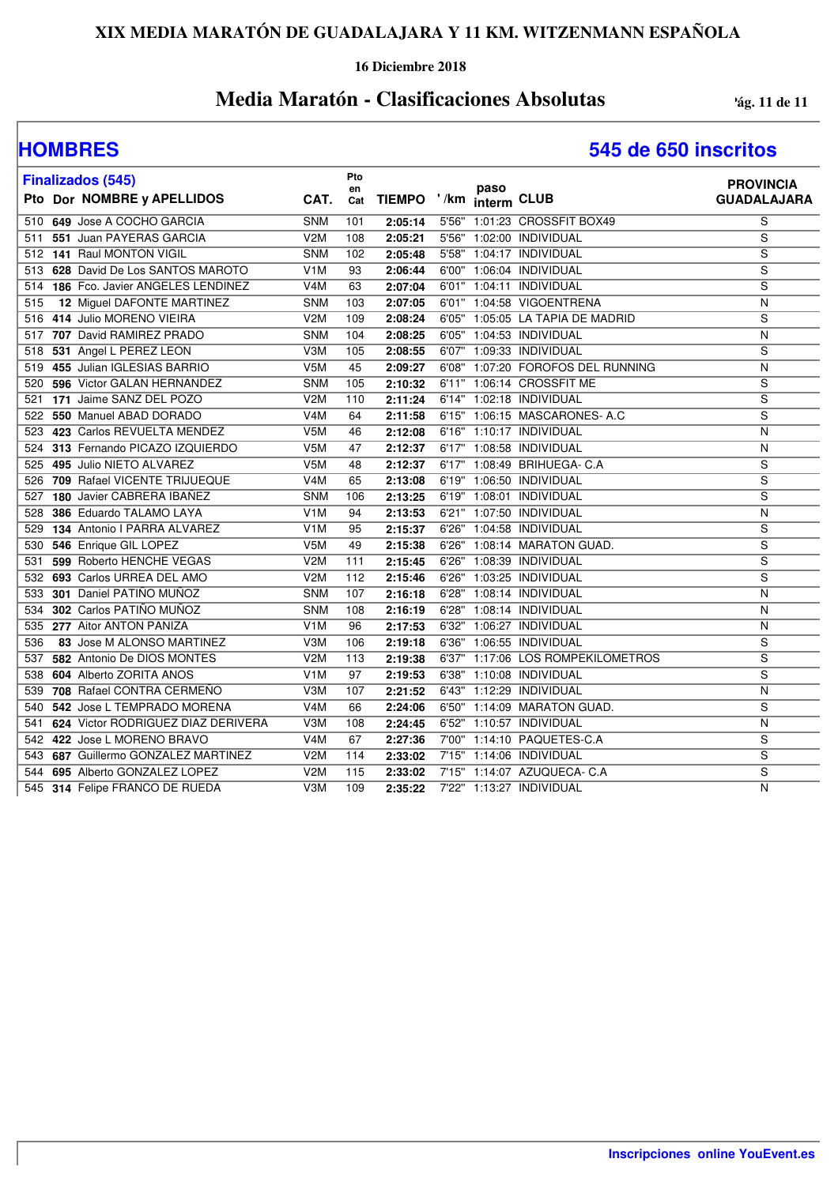# XIX MEDIA MARATÓN DE GUADALAJARA Y 11 KM. WITZENMANN ESPAÑOLA

**16 Diciembre 2018**

## Media Maratón - Clasificaciones Absolutas

## HOMBRES

## 545 de 650 inscritos

| Pto | Dor | NOMBRE y APELLIDOS | CAT. | Pto en Cat | TIEMPO | ' /km | paso interm | CLUB | PROVINCIA GUADALAJARA |
|---|---|---|---|---|---|---|---|---|---|
| 510 | **649** | Jose A COCHO GARCIA | SNM | 101 | **2:05:14** | 5'56" | 1:01:23 | CROSSFIT BOX49 | S |
| 511 | **551** | Juan PAYERAS GARCIA | V2M | 108 | **2:05:21** | 5'56" | 1:02:00 | INDIVIDUAL | S |
| 512 | **141** | Raul MONTON VIGIL | SNM | 102 | **2:05:48** | 5'58" | 1:04:17 | INDIVIDUAL | S |
| 513 | **628** | David De Los SANTOS MAROTO | V1M | 93 | **2:06:44** | 6'00" | 1:06:04 | INDIVIDUAL | S |
| 514 | **186** | Fco. Javier ANGELES LENDINEZ | V4M | 63 | **2:07:04** | 6'01" | 1:04:11 | INDIVIDUAL | S |
| 515 | **12** | Miguel DAFONTE MARTINEZ | SNM | 103 | **2:07:05** | 6'01" | 1:04:58 | VIGOENTRENA | N |
| 516 | **414** | Julio MORENO VIEIRA | V2M | 109 | **2:08:24** | 6'05" | 1:05:05 | LA TAPIA DE MADRID | S |
| 517 | **707** | David RAMIREZ PRADO | SNM | 104 | **2:08:25** | 6'05" | 1:04:53 | INDIVIDUAL | N |
| 518 | **531** | Angel L PEREZ LEON | V3M | 105 | **2:08:55** | 6'07" | 1:09:33 | INDIVIDUAL | S |
| 519 | **455** | Julian IGLESIAS BARRIO | V5M | 45 | **2:09:27** | 6'08" | 1:07:20 | FOROFOS DEL RUNNING | N |
| 520 | **596** | Victor GALAN HERNANDEZ | SNM | 105 | **2:10:32** | 6'11" | 1:06:14 | CROSSFIT ME | S |
| 521 | **171** | Jaime SANZ DEL POZO | V2M | 110 | **2:11:24** | 6'14" | 1:02:18 | INDIVIDUAL | S |
| 522 | **550** | Manuel ABAD DORADO | V4M | 64 | **2:11:58** | 6'15" | 1:06:15 | MASCARONES- A.C | S |
| 523 | **423** | Carlos REVUELTA MENDEZ | V5M | 46 | **2:12:08** | 6'16" | 1:10:17 | INDIVIDUAL | N |
| 524 | **313** | Fernando PICAZO IZQUIERDO | V5M | 47 | **2:12:37** | 6'17" | 1:08:58 | INDIVIDUAL | N |
| 525 | **495** | Julio NIETO ALVAREZ | V5M | 48 | **2:12:37** | 6'17" | 1:08:49 | BRIHUEGA- C.A | S |
| 526 | **709** | Rafael VICENTE TRIJUEQUE | V4M | 65 | **2:13:08** | 6'19" | 1:06:50 | INDIVIDUAL | S |
| 527 | **180** | Javier CABRERA IBAÑEZ | SNM | 106 | **2:13:25** | 6'19" | 1:08:01 | INDIVIDUAL | S |
| 528 | **386** | Eduardo TALAMO LAYA | V1M | 94 | **2:13:53** | 6'21" | 1:07:50 | INDIVIDUAL | N |
| 529 | **134** | Antonio I PARRA ALVAREZ | V1M | 95 | **2:15:37** | 6'26" | 1:04:58 | INDIVIDUAL | S |
| 530 | **546** | Enrique GIL LOPEZ | V5M | 49 | **2:15:38** | 6'26" | 1:08:14 | MARATON GUAD. | S |
| 531 | **599** | Roberto HENCHE VEGAS | V2M | 111 | **2:15:45** | 6'26" | 1:08:39 | INDIVIDUAL | S |
| 532 | **693** | Carlos URREA DEL AMO | V2M | 112 | **2:15:46** | 6'26" | 1:03:25 | INDIVIDUAL | S |
| 533 | **301** | Daniel PATIÑO MUÑOZ | SNM | 107 | **2:16:18** | 6'28" | 1:08:14 | INDIVIDUAL | N |
| 534 | **302** | Carlos PATIÑO MUÑOZ | SNM | 108 | **2:16:19** | 6'28" | 1:08:14 | INDIVIDUAL | N |
| 535 | **277** | Aitor ANTON PANIZA | V1M | 96 | **2:17:53** | 6'32" | 1:06:27 | INDIVIDUAL | N |
| 536 | **83** | Jose M ALONSO MARTINEZ | V3M | 106 | **2:19:18** | 6'36" | 1:06:55 | INDIVIDUAL | S |
| 537 | **582** | Antonio De DIOS MONTES | V2M | 113 | **2:19:38** | 6'37" | 1:17:06 | LOS ROMPEKILOMETROS | S |
| 538 | **604** | Alberto ZORITA ANOS | V1M | 97 | **2:19:53** | 6'38" | 1:10:08 | INDIVIDUAL | S |
| 539 | **708** | Rafael CONTRA CERMEÑO | V3M | 107 | **2:21:52** | 6'43" | 1:12:29 | INDIVIDUAL | N |
| 540 | **542** | Jose L TEMPRADO MORENA | V4M | 66 | **2:24:06** | 6'50" | 1:14:09 | MARATON GUAD. | S |
| 541 | **624** | Victor RODRIGUEZ DIAZ DERIVERA | V3M | 108 | **2:24:45** | 6'52" | 1:10:57 | INDIVIDUAL | N |
| 542 | **422** | Jose L MORENO BRAVO | V4M | 67 | **2:27:36** | 7'00" | 1:14:10 | PAQUETES-C.A | S |
| 543 | **687** | Guillermo GONZALEZ MARTINEZ | V2M | 114 | **2:33:02** | 7'15" | 1:14:06 | INDIVIDUAL | S |
| 544 | **695** | Alberto GONZALEZ LOPEZ | V2M | 115 | **2:33:02** | 7'15" | 1:14:07 | AZUQUECA- C.A | S |
| 545 | **314** | Felipe FRANCO DE RUEDA | V3M | 109 | **2:35:22** | 7'22" | 1:13:27 | INDIVIDUAL | N |

Finalizados (545)

**Inscripciones online YouEvent.es**